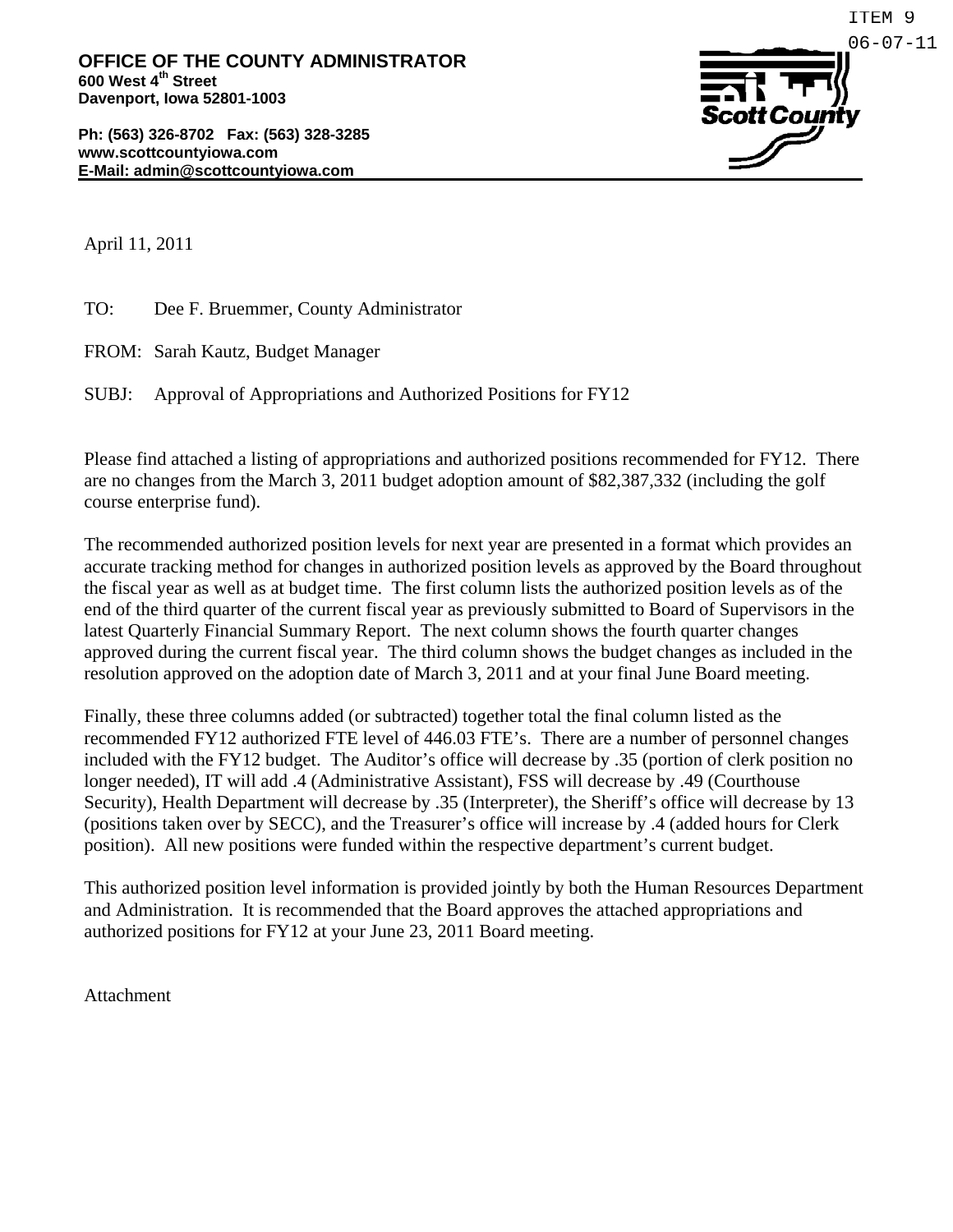ITEM 9
06-07-11

**OFFICE OF THE COUNTY ADMINISTRATOR**
**600 West 4th Street**
**Davenport, Iowa 52801-1003**

**Ph: (563) 326-8702 Fax: (563) 328-3285**
**www.scottcountyiowa.com**
**E-Mail: admin@scottcountyiowa.com**

Scott County

April 11, 2011

TO: Dee F. Bruemmer, County Administrator

FROM: Sarah Kautz, Budget Manager

SUBJ: Approval of Appropriations and Authorized Positions for FY12

Please find attached a listing of appropriations and authorized positions recommended for FY12. There are no changes from the March 3, 2011 budget adoption amount of $82,387,332 (including the golf course enterprise fund).

The recommended authorized position levels for next year are presented in a format which provides an accurate tracking method for changes in authorized position levels as approved by the Board throughout the fiscal year as well as at budget time. The first column lists the authorized position levels as of the end of the third quarter of the current fiscal year as previously submitted to Board of Supervisors in the latest Quarterly Financial Summary Report. The next column shows the fourth quarter changes approved during the current fiscal year. The third column shows the budget changes as included in the resolution approved on the adoption date of March 3, 2011 and at your final June Board meeting.

Finally, these three columns added (or subtracted) together total the final column listed as the recommended FY12 authorized FTE level of 446.03 FTE's. There are a number of personnel changes included with the FY12 budget. The Auditor's office will decrease by .35 (portion of clerk position no longer needed), IT will add .4 (Administrative Assistant), FSS will decrease by .49 (Courthouse Security), Health Department will decrease by .35 (Interpreter), the Sheriff's office will decrease by 13 (positions taken over by SECC), and the Treasurer's office will increase by .4 (added hours for Clerk position). All new positions were funded within the respective department's current budget.

This authorized position level information is provided jointly by both the Human Resources Department and Administration. It is recommended that the Board approves the attached appropriations and authorized positions for FY12 at your June 23, 2011 Board meeting.

Attachment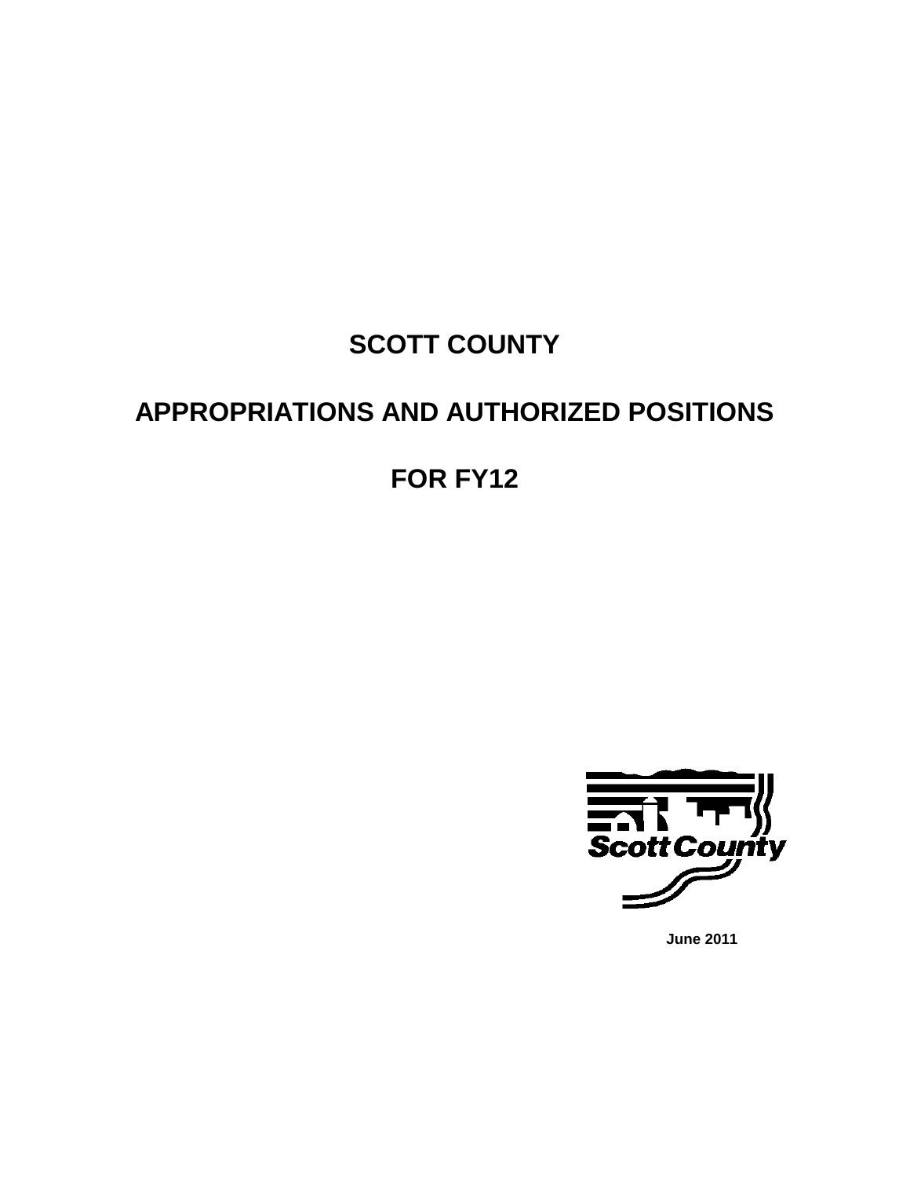# SCOTT COUNTY

# APPROPRIATIONS AND AUTHORIZED POSITIONS

# FOR FY12

Scott County

**June 2011**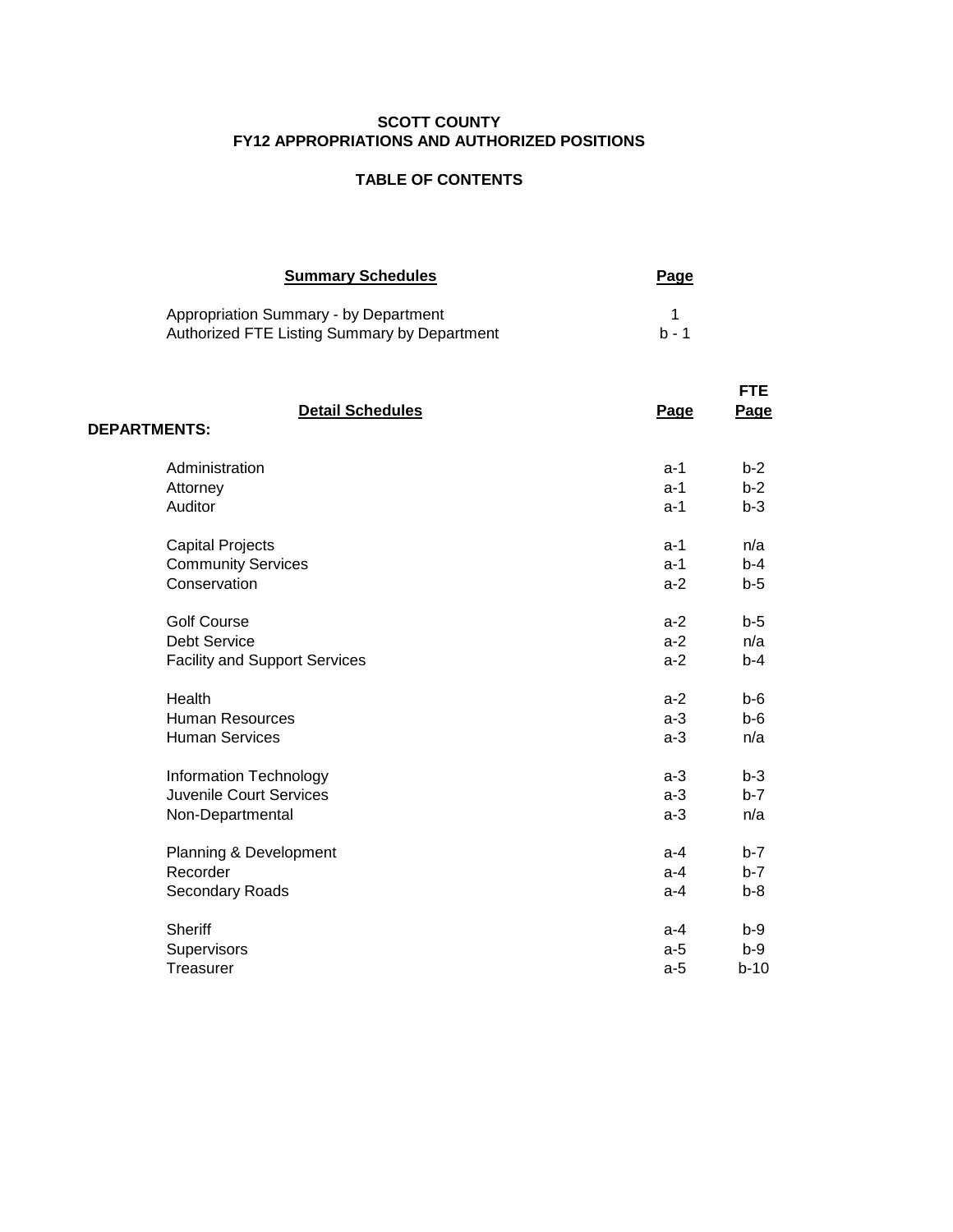**SCOTT COUNTY**
**FY12 APPROPRIATIONS AND AUTHORIZED POSITIONS**

**TABLE OF CONTENTS**

| Summary Schedules | Page |
|---|---|
| Appropriation Summary - by Department | 1 |
| Authorized FTE Listing Summary by Department | b - 1 |

| Detail Schedules | Page | FTE Page |
|---|---|---|
| **DEPARTMENTS:** | | |
| Administration | a-1 | b-2 |
| Attorney | a-1 | b-2 |
| Auditor | a-1 | b-3 |
| Capital Projects | a-1 | n/a |
| Community Services | a-1 | b-4 |
| Conservation | a-2 | b-5 |
| Golf Course | a-2 | b-5 |
| Debt Service | a-2 | n/a |
| Facility and Support Services | a-2 | b-4 |
| Health | a-2 | b-6 |
| Human Resources | a-3 | b-6 |
| Human Services | a-3 | n/a |
| Information Technology | a-3 | b-3 |
| Juvenile Court Services | a-3 | b-7 |
| Non-Departmental | a-3 | n/a |
| Planning & Development | a-4 | b-7 |
| Recorder | a-4 | b-7 |
| Secondary Roads | a-4 | b-8 |
| Sheriff | a-4 | b-9 |
| Supervisors | a-5 | b-9 |
| Treasurer | a-5 | b-10 |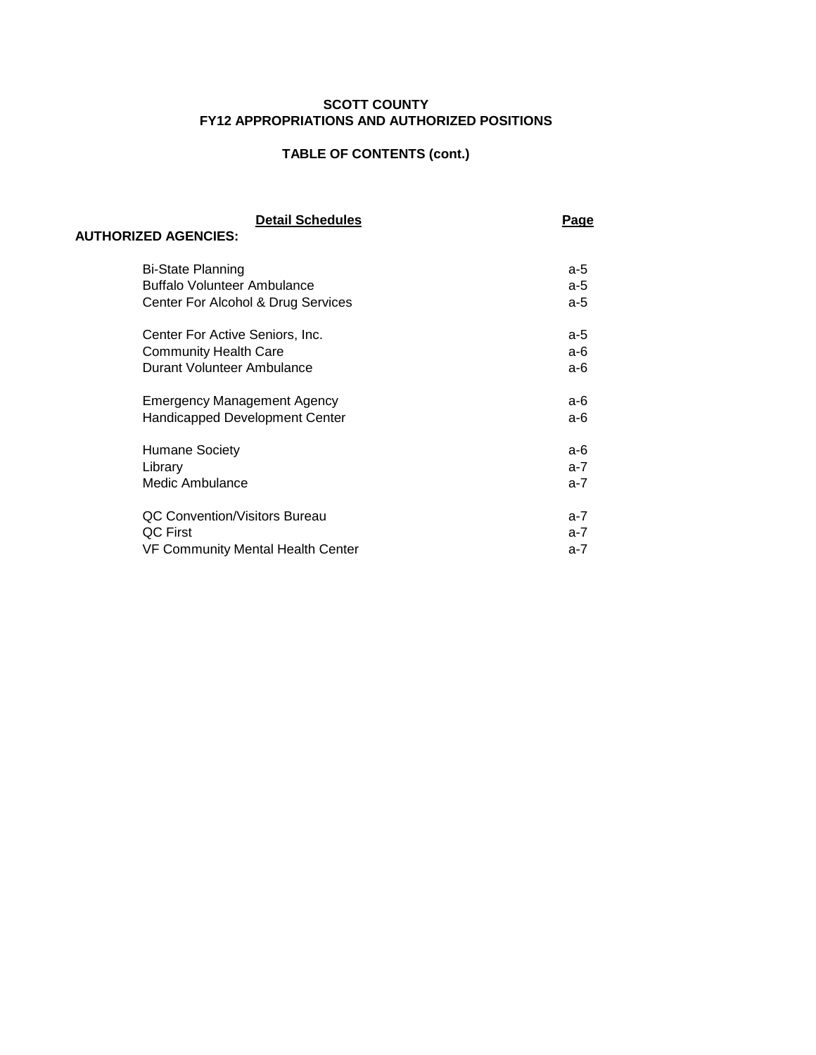**SCOTT COUNTY**
**FY12 APPROPRIATIONS AND AUTHORIZED POSITIONS**

**TABLE OF CONTENTS (cont.)**

| Detail Schedules | Page |
|---|---|
| **AUTHORIZED AGENCIES:** | |
| Bi-State Planning | a-5 |
| Buffalo Volunteer Ambulance | a-5 |
| Center For Alcohol & Drug Services | a-5 |
| Center For Active Seniors, Inc. | a-5 |
| Community Health Care | a-6 |
| Durant Volunteer Ambulance | a-6 |
| Emergency Management Agency | a-6 |
| Handicapped Development Center | a-6 |
| Humane Society | a-6 |
| Library | a-7 |
| Medic Ambulance | a-7 |
| QC Convention/Visitors Bureau | a-7 |
| QC First | a-7 |
| VF Community Mental Health Center | a-7 |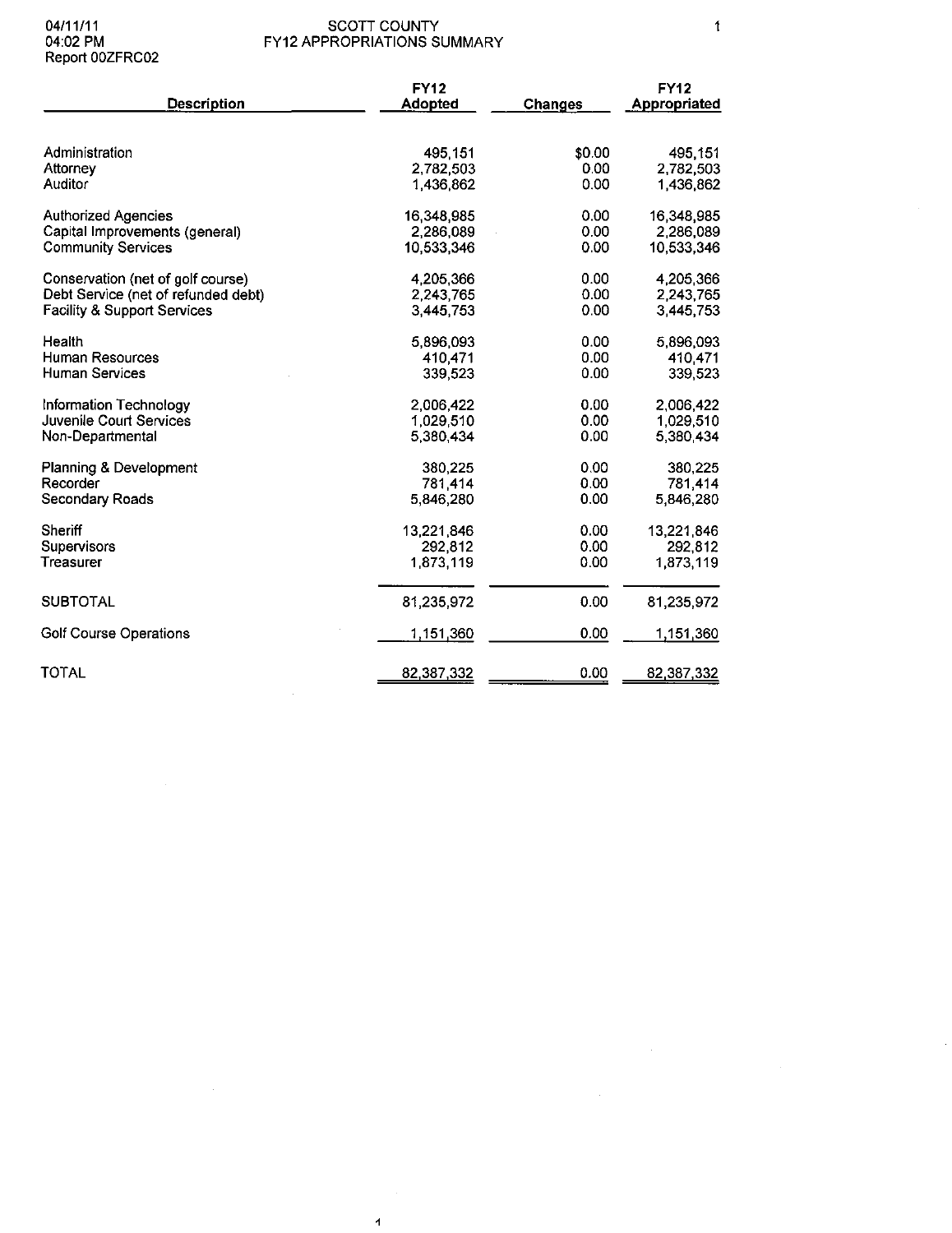04/11/11
04:02 PM
Report 00ZFRC02

# SCOTT COUNTY
## FY12 APPROPRIATIONS SUMMARY

| Description | FY12 Adopted | Changes | FY12 Appropriated |
|---|---|---|---|
| Administration | 495,151 | $0.00 | 495,151 |
| Attorney | 2,782,503 | 0.00 | 2,782,503 |
| Auditor | 1,436,862 | 0.00 | 1,436,862 |
| Authorized Agencies | 16,348,985 | 0.00 | 16,348,985 |
| Capital Improvements (general) | 2,286,089 | 0.00 | 2,286,089 |
| Community Services | 10,533,346 | 0.00 | 10,533,346 |
| Conservation (net of golf course) | 4,205,366 | 0.00 | 4,205,366 |
| Debt Service (net of refunded debt) | 2,243,765 | 0.00 | 2,243,765 |
| Facility & Support Services | 3,445,753 | 0.00 | 3,445,753 |
| Health | 5,896,093 | 0.00 | 5,896,093 |
| Human Resources | 410,471 | 0.00 | 410,471 |
| Human Services | 339,523 | 0.00 | 339,523 |
| Information Technology | 2,006,422 | 0.00 | 2,006,422 |
| Juvenile Court Services | 1,029,510 | 0.00 | 1,029,510 |
| Non-Departmental | 5,380,434 | 0.00 | 5,380,434 |
| Planning & Development | 380,225 | 0.00 | 380,225 |
| Recorder | 781,414 | 0.00 | 781,414 |
| Secondary Roads | 5,846,280 | 0.00 | 5,846,280 |
| Sheriff | 13,221,846 | 0.00 | 13,221,846 |
| Supervisors | 292,812 | 0.00 | 292,812 |
| Treasurer | 1,873,119 | 0.00 | 1,873,119 |
| SUBTOTAL | 81,235,972 | 0.00 | 81,235,972 |
| Golf Course Operations | 1,151,360 | 0.00 | 1,151,360 |
| TOTAL | 82,387,332 | 0.00 | 82,387,332 |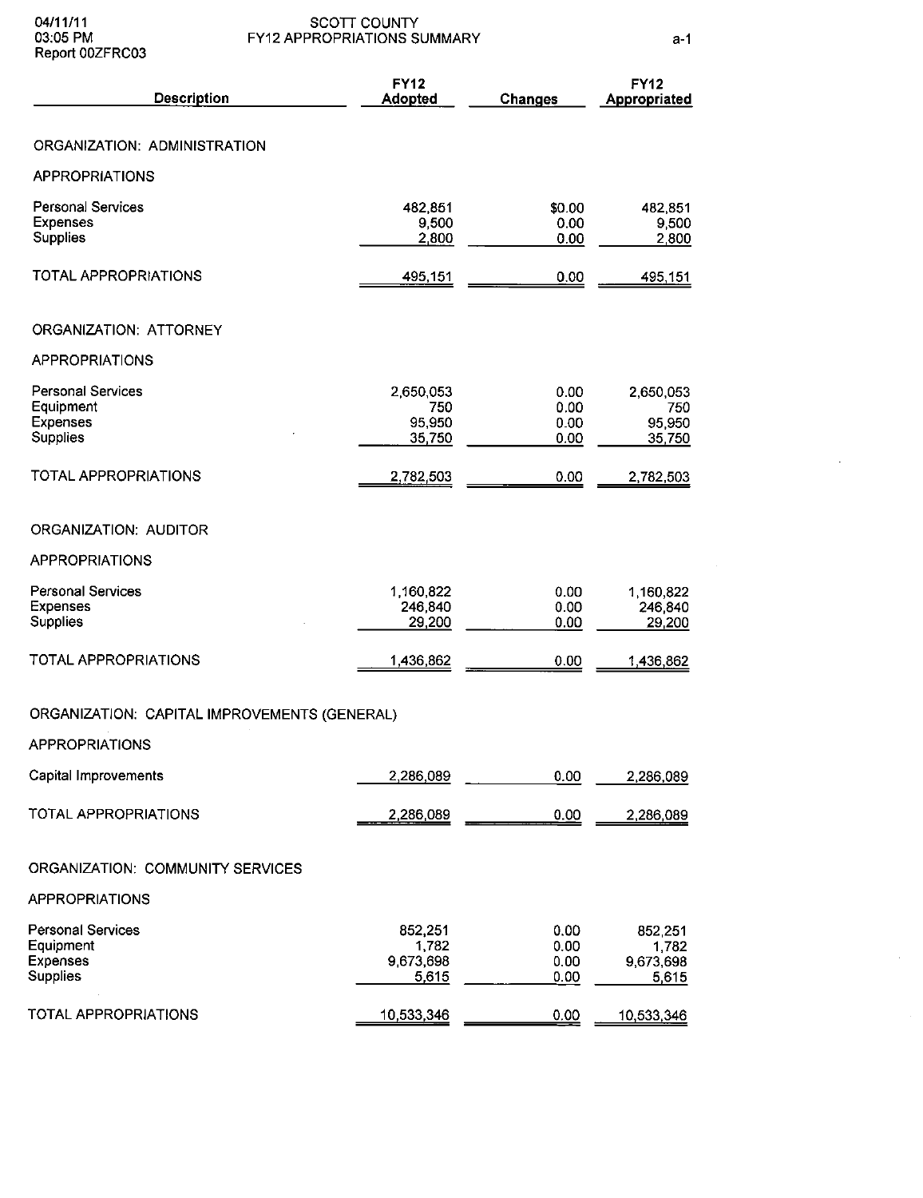# SCOTT COUNTY
## FY12 APPROPRIATIONS SUMMARY

04/11/11
03:05 PM
Report 00ZFRC03

| Description | FY12 Adopted | Changes | FY12 Appropriated |
|---|---|---|---|
| **ORGANIZATION: ADMINISTRATION** | | | |
| APPROPRIATIONS | | | |
| Personal Services | 482,851 | $0.00 | 482,851 |
| Expenses | 9,500 | 0.00 | 9,500 |
| Supplies | 2,800 | 0.00 | 2,800 |
| TOTAL APPROPRIATIONS | 495,151 | 0.00 | 495,151 |
| **ORGANIZATION: ATTORNEY** | | | |
| APPROPRIATIONS | | | |
| Personal Services | 2,650,053 | 0.00 | 2,650,053 |
| Equipment | 750 | 0.00 | 750 |
| Expenses | 95,950 | 0.00 | 95,950 |
| Supplies | 35,750 | 0.00 | 35,750 |
| TOTAL APPROPRIATIONS | 2,782,503 | 0.00 | 2,782,503 |
| **ORGANIZATION: AUDITOR** | | | |
| APPROPRIATIONS | | | |
| Personal Services | 1,160,822 | 0.00 | 1,160,822 |
| Expenses | 246,840 | 0.00 | 246,840 |
| Supplies | 29,200 | 0.00 | 29,200 |
| TOTAL APPROPRIATIONS | 1,436,862 | 0.00 | 1,436,862 |
| **ORGANIZATION: CAPITAL IMPROVEMENTS (GENERAL)** | | | |
| APPROPRIATIONS | | | |
| Capital Improvements | 2,286,089 | 0.00 | 2,286,089 |
| TOTAL APPROPRIATIONS | 2,286,089 | 0.00 | 2,286,089 |
| **ORGANIZATION: COMMUNITY SERVICES** | | | |
| APPROPRIATIONS | | | |
| Personal Services | 852,251 | 0.00 | 852,251 |
| Equipment | 1,782 | 0.00 | 1,782 |
| Expenses | 9,673,698 | 0.00 | 9,673,698 |
| Supplies | 5,615 | 0.00 | 5,615 |
| TOTAL APPROPRIATIONS | 10,533,346 | 0.00 | 10,533,346 |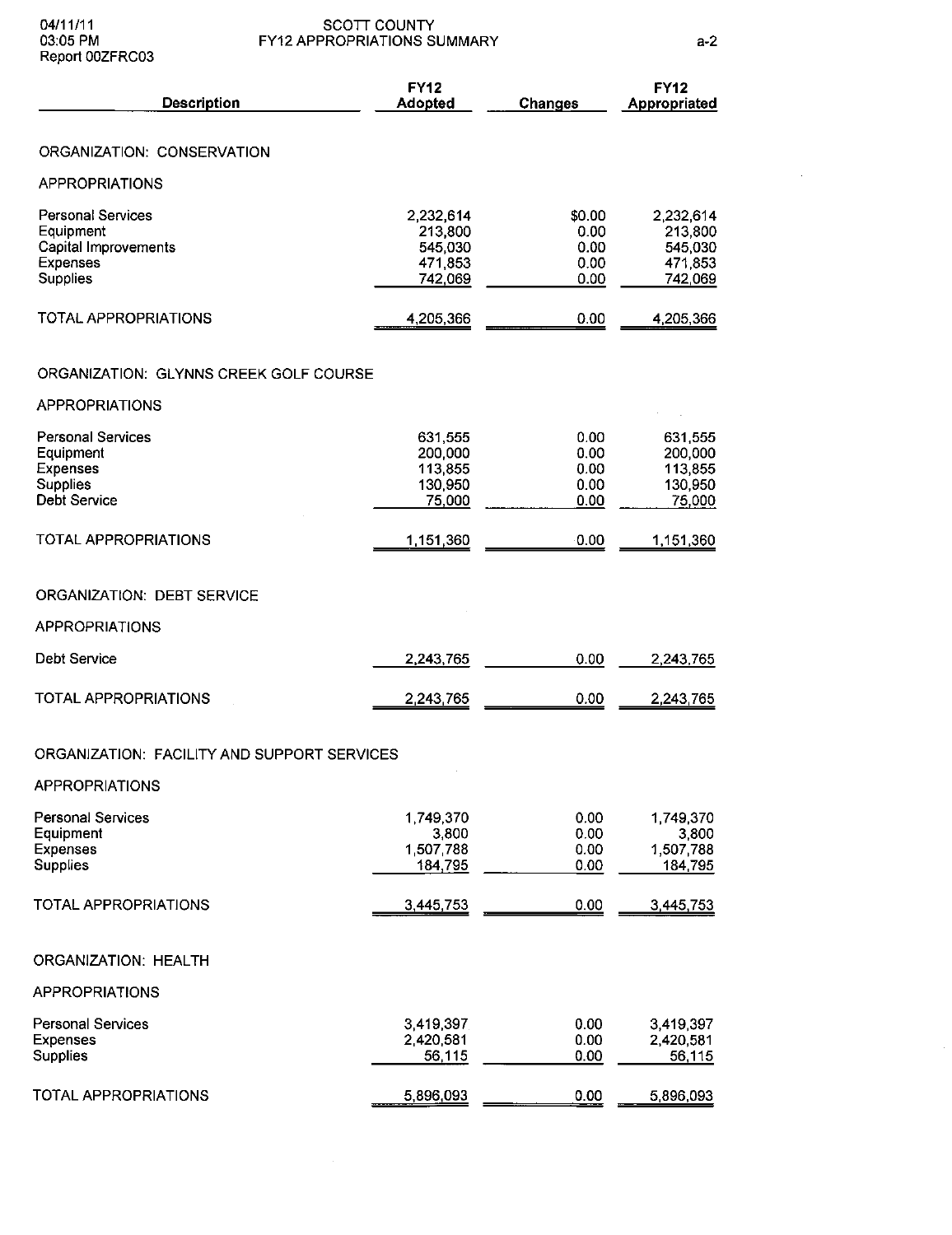# SCOTT COUNTY
## FY12 APPROPRIATIONS SUMMARY

| Description | FY12 Adopted | Changes | FY12 Appropriated |
|---|---|---|---|
| **ORGANIZATION: CONSERVATION** | | | |
| APPROPRIATIONS | | | |
| Personal Services | 2,232,614 | $0.00 | 2,232,614 |
| Equipment | 213,800 | 0.00 | 213,800 |
| Capital Improvements | 545,030 | 0.00 | 545,030 |
| Expenses | 471,853 | 0.00 | 471,853 |
| Supplies | 742,069 | 0.00 | 742,069 |
| TOTAL APPROPRIATIONS | 4,205,366 | 0.00 | 4,205,366 |
| **ORGANIZATION: GLYNNS CREEK GOLF COURSE** | | | |
| APPROPRIATIONS | | | |
| Personal Services | 631,555 | 0.00 | 631,555 |
| Equipment | 200,000 | 0.00 | 200,000 |
| Expenses | 113,855 | 0.00 | 113,855 |
| Supplies | 130,950 | 0.00 | 130,950 |
| Debt Service | 75,000 | 0.00 | 75,000 |
| TOTAL APPROPRIATIONS | 1,151,360 | 0.00 | 1,151,360 |
| **ORGANIZATION: DEBT SERVICE** | | | |
| APPROPRIATIONS | | | |
| Debt Service | 2,243,765 | 0.00 | 2,243,765 |
| TOTAL APPROPRIATIONS | 2,243,765 | 0.00 | 2,243,765 |
| **ORGANIZATION: FACILITY AND SUPPORT SERVICES** | | | |
| APPROPRIATIONS | | | |
| Personal Services | 1,749,370 | 0.00 | 1,749,370 |
| Equipment | 3,800 | 0.00 | 3,800 |
| Expenses | 1,507,788 | 0.00 | 1,507,788 |
| Supplies | 184,795 | 0.00 | 184,795 |
| TOTAL APPROPRIATIONS | 3,445,753 | 0.00 | 3,445,753 |
| **ORGANIZATION: HEALTH** | | | |
| APPROPRIATIONS | | | |
| Personal Services | 3,419,397 | 0.00 | 3,419,397 |
| Expenses | 2,420,581 | 0.00 | 2,420,581 |
| Supplies | 56,115 | 0.00 | 56,115 |
| TOTAL APPROPRIATIONS | 5,896,093 | 0.00 | 5,896,093 |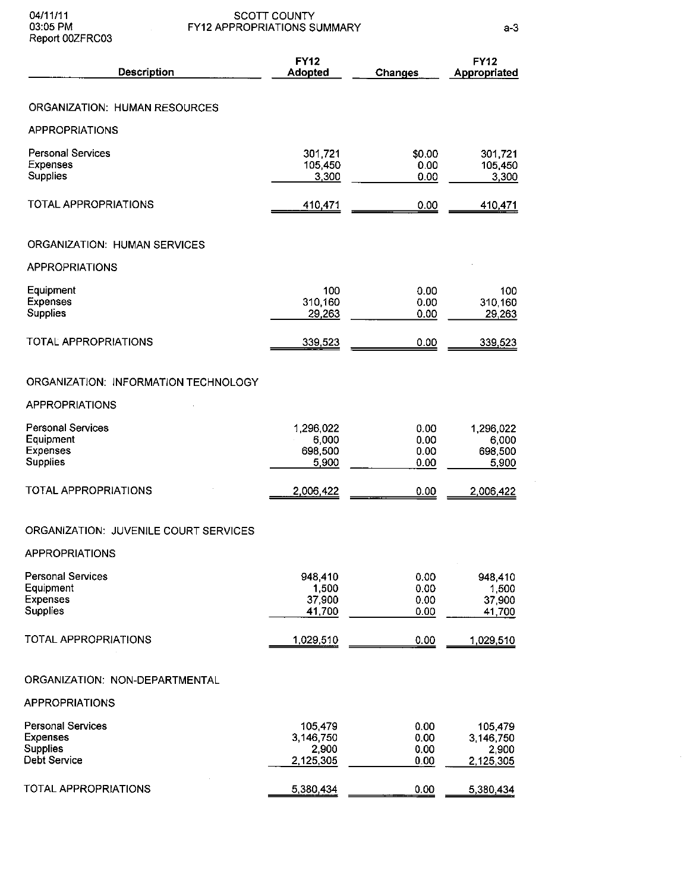SCOTT COUNTY
FY12 APPROPRIATIONS SUMMARY

04/11/11
03:05 PM
Report 00ZFRC03

| Description | FY12 Adopted | Changes | FY12 Appropriated |
|---|---|---|---|
| **ORGANIZATION: HUMAN RESOURCES** | | | |
| APPROPRIATIONS | | | |
| Personal Services | 301,721 | $0.00 | 301,721 |
| Expenses | 105,450 | 0.00 | 105,450 |
| Supplies | 3,300 | 0.00 | 3,300 |
| TOTAL APPROPRIATIONS | 410,471 | 0.00 | 410,471 |
| **ORGANIZATION: HUMAN SERVICES** | | | |
| APPROPRIATIONS | | | |
| Equipment | 100 | 0.00 | 100 |
| Expenses | 310,160 | 0.00 | 310,160 |
| Supplies | 29,263 | 0.00 | 29,263 |
| TOTAL APPROPRIATIONS | 339,523 | 0.00 | 339,523 |
| **ORGANIZATION: INFORMATION TECHNOLOGY** | | | |
| APPROPRIATIONS | | | |
| Personal Services | 1,296,022 | 0.00 | 1,296,022 |
| Equipment | 6,000 | 0.00 | 6,000 |
| Expenses | 698,500 | 0.00 | 698,500 |
| Supplies | 5,900 | 0.00 | 5,900 |
| TOTAL APPROPRIATIONS | 2,006,422 | 0.00 | 2,006,422 |
| **ORGANIZATION: JUVENILE COURT SERVICES** | | | |
| APPROPRIATIONS | | | |
| Personal Services | 948,410 | 0.00 | 948,410 |
| Equipment | 1,500 | 0.00 | 1,500 |
| Expenses | 37,900 | 0.00 | 37,900 |
| Supplies | 41,700 | 0.00 | 41,700 |
| TOTAL APPROPRIATIONS | 1,029,510 | 0.00 | 1,029,510 |
| **ORGANIZATION: NON-DEPARTMENTAL** | | | |
| APPROPRIATIONS | | | |
| Personal Services | 105,479 | 0.00 | 105,479 |
| Expenses | 3,146,750 | 0.00 | 3,146,750 |
| Supplies | 2,900 | 0.00 | 2,900 |
| Debt Service | 2,125,305 | 0.00 | 2,125,305 |
| TOTAL APPROPRIATIONS | 5,380,434 | 0.00 | 5,380,434 |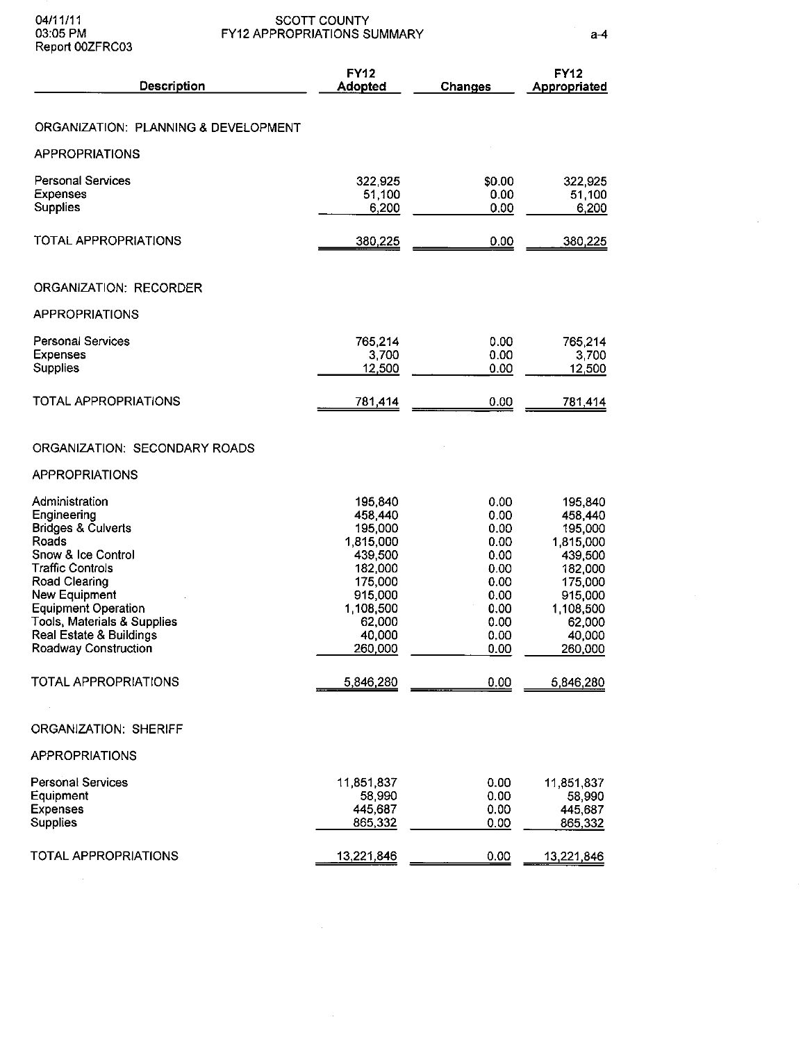# SCOTT COUNTY
## FY12 APPROPRIATIONS SUMMARY

04/11/11
03:05 PM
Report 00ZFRC03

| Description | FY12 Adopted | Changes | FY12 Appropriated |
|---|---|---|---|
| **ORGANIZATION: PLANNING & DEVELOPMENT** | | | |
| **APPROPRIATIONS** | | | |
| Personal Services | 322,925 | $0.00 | 322,925 |
| Expenses | 51,100 | 0.00 | 51,100 |
| Supplies | 6,200 | 0.00 | 6,200 |
| TOTAL APPROPRIATIONS | 380,225 | 0.00 | 380,225 |
| **ORGANIZATION: RECORDER** | | | |
| **APPROPRIATIONS** | | | |
| Personal Services | 765,214 | 0.00 | 765,214 |
| Expenses | 3,700 | 0.00 | 3,700 |
| Supplies | 12,500 | 0.00 | 12,500 |
| TOTAL APPROPRIATIONS | 781,414 | 0.00 | 781,414 |
| **ORGANIZATION: SECONDARY ROADS** | | | |
| **APPROPRIATIONS** | | | |
| Administration | 195,840 | 0.00 | 195,840 |
| Engineering | 458,440 | 0.00 | 458,440 |
| Bridges & Culverts | 195,000 | 0.00 | 195,000 |
| Roads | 1,815,000 | 0.00 | 1,815,000 |
| Snow & Ice Control | 439,500 | 0.00 | 439,500 |
| Traffic Controls | 182,000 | 0.00 | 182,000 |
| Road Clearing | 175,000 | 0.00 | 175,000 |
| New Equipment | 915,000 | 0.00 | 915,000 |
| Equipment Operation | 1,108,500 | 0.00 | 1,108,500 |
| Tools, Materials & Supplies | 62,000 | 0.00 | 62,000 |
| Real Estate & Buildings | 40,000 | 0.00 | 40,000 |
| Roadway Construction | 260,000 | 0.00 | 260,000 |
| TOTAL APPROPRIATIONS | 5,846,280 | 0.00 | 5,846,280 |
| **ORGANIZATION: SHERIFF** | | | |
| **APPROPRIATIONS** | | | |
| Personal Services | 11,851,837 | 0.00 | 11,851,837 |
| Equipment | 58,990 | 0.00 | 58,990 |
| Expenses | 445,687 | 0.00 | 445,687 |
| Supplies | 865,332 | 0.00 | 865,332 |
| TOTAL APPROPRIATIONS | 13,221,846 | 0.00 | 13,221,846 |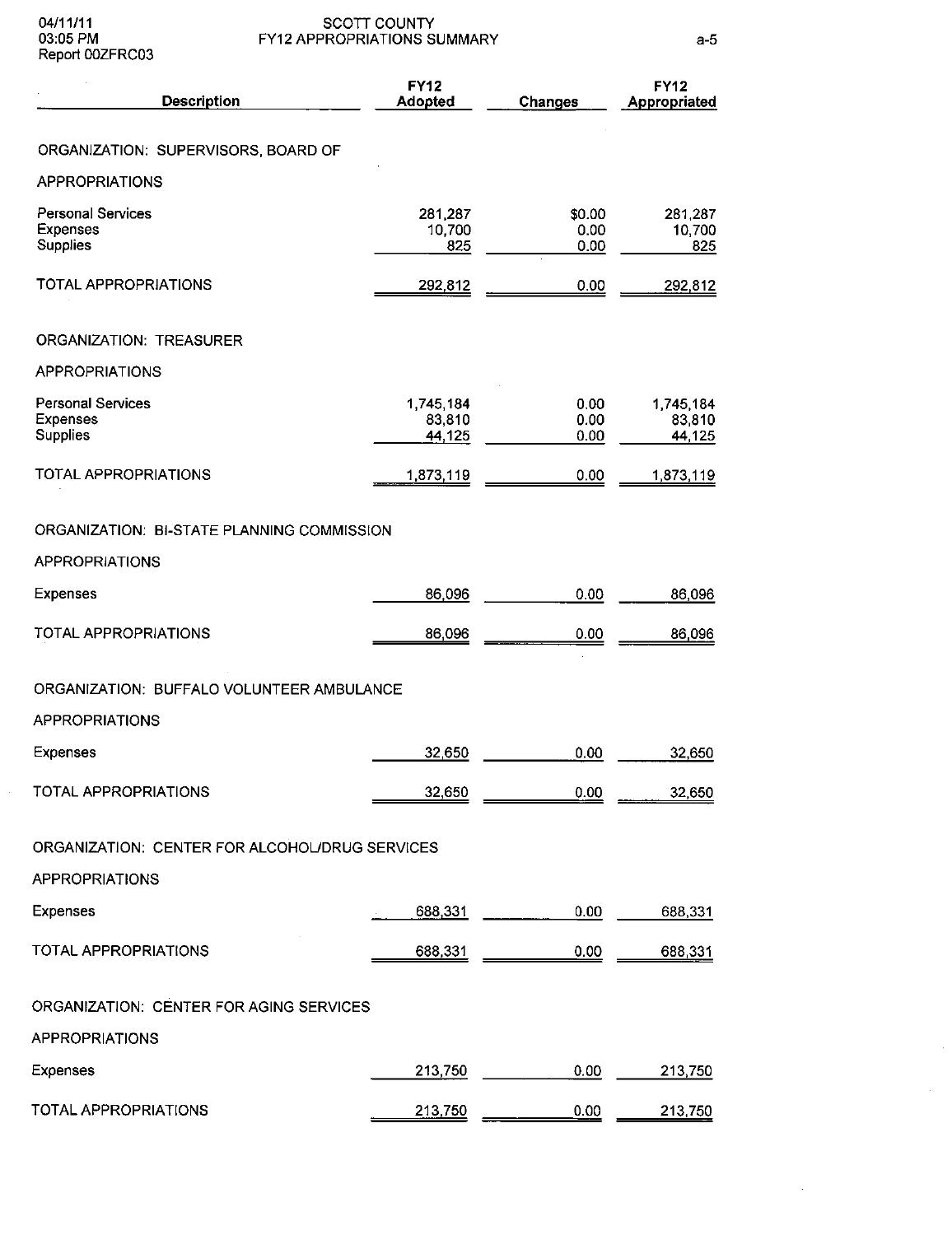SCOTT COUNTY
FY12 APPROPRIATIONS SUMMARY

| Description | FY12 Adopted | Changes | FY12 Appropriated |
|---|---|---|---|
| **ORGANIZATION: SUPERVISORS, BOARD OF** | | | |
| APPROPRIATIONS | | | |
| Personal Services | 281,287 | $0.00 | 281,287 |
| Expenses | 10,700 | 0.00 | 10,700 |
| Supplies | 825 | 0.00 | 825 |
| TOTAL APPROPRIATIONS | 292,812 | 0.00 | 292,812 |
| **ORGANIZATION: TREASURER** | | | |
| APPROPRIATIONS | | | |
| Personal Services | 1,745,184 | 0.00 | 1,745,184 |
| Expenses | 83,810 | 0.00 | 83,810 |
| Supplies | 44,125 | 0.00 | 44,125 |
| TOTAL APPROPRIATIONS | 1,873,119 | 0.00 | 1,873,119 |
| **ORGANIZATION: BI-STATE PLANNING COMMISSION** | | | |
| APPROPRIATIONS | | | |
| Expenses | 86,096 | 0.00 | 86,096 |
| TOTAL APPROPRIATIONS | 86,096 | 0.00 | 86,096 |
| **ORGANIZATION: BUFFALO VOLUNTEER AMBULANCE** | | | |
| APPROPRIATIONS | | | |
| Expenses | 32,650 | 0.00 | 32,650 |
| TOTAL APPROPRIATIONS | 32,650 | 0.00 | 32,650 |
| **ORGANIZATION: CENTER FOR ALCOHOL/DRUG SERVICES** | | | |
| APPROPRIATIONS | | | |
| Expenses | 688,331 | 0.00 | 688,331 |
| TOTAL APPROPRIATIONS | 688,331 | 0.00 | 688,331 |
| **ORGANIZATION: CENTER FOR AGING SERVICES** | | | |
| APPROPRIATIONS | | | |
| Expenses | 213,750 | 0.00 | 213,750 |
| TOTAL APPROPRIATIONS | 213,750 | 0.00 | 213,750 |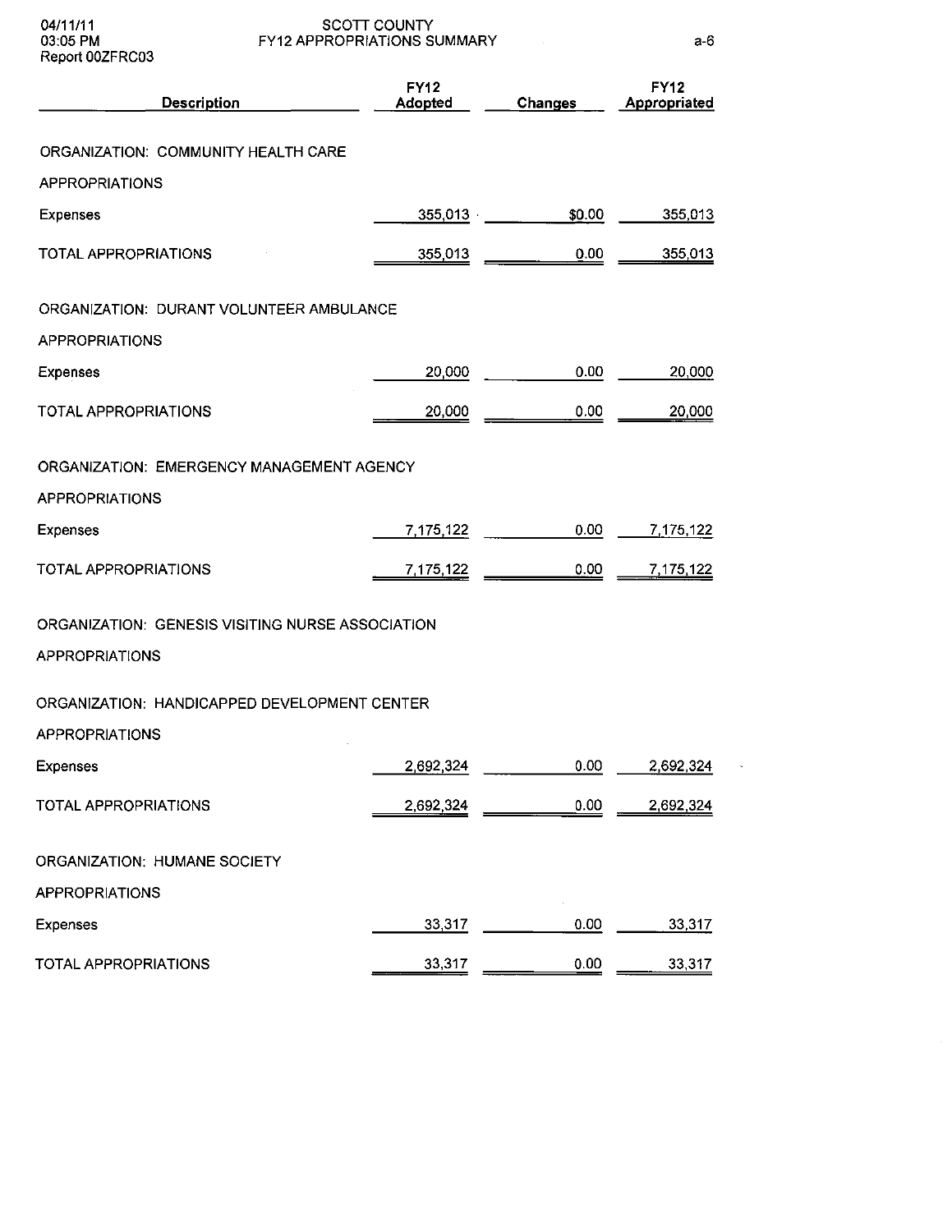# SCOTT COUNTY
## FY12 APPROPRIATIONS SUMMARY

| Description | FY12 Adopted | Changes | FY12 Appropriated |
|---|---|---|---|
| **ORGANIZATION: COMMUNITY HEALTH CARE** | | | |
| APPROPRIATIONS | | | |
| Expenses | 355,013 | $0.00 | 355,013 |
| TOTAL APPROPRIATIONS | 355,013 | 0.00 | 355,013 |
| **ORGANIZATION: DURANT VOLUNTEER AMBULANCE** | | | |
| APPROPRIATIONS | | | |
| Expenses | 20,000 | 0.00 | 20,000 |
| TOTAL APPROPRIATIONS | 20,000 | 0.00 | 20,000 |
| **ORGANIZATION: EMERGENCY MANAGEMENT AGENCY** | | | |
| APPROPRIATIONS | | | |
| Expenses | 7,175,122 | 0.00 | 7,175,122 |
| TOTAL APPROPRIATIONS | 7,175,122 | 0.00 | 7,175,122 |
| **ORGANIZATION: GENESIS VISITING NURSE ASSOCIATION** | | | |
| APPROPRIATIONS | | | |
| **ORGANIZATION: HANDICAPPED DEVELOPMENT CENTER** | | | |
| APPROPRIATIONS | | | |
| Expenses | 2,692,324 | 0.00 | 2,692,324 |
| TOTAL APPROPRIATIONS | 2,692,324 | 0.00 | 2,692,324 |
| **ORGANIZATION: HUMANE SOCIETY** | | | |
| APPROPRIATIONS | | | |
| Expenses | 33,317 | 0.00 | 33,317 |
| TOTAL APPROPRIATIONS | 33,317 | 0.00 | 33,317 |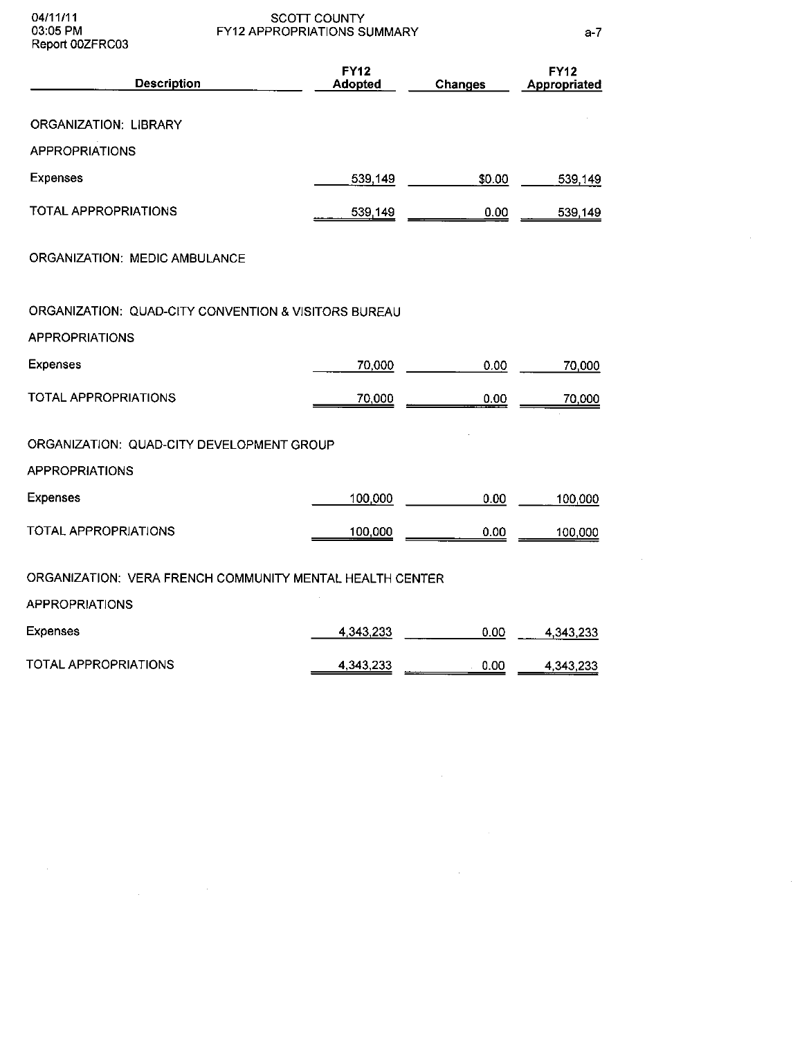# SCOTT COUNTY
## FY12 APPROPRIATIONS SUMMARY

| Description | FY12 Adopted | Changes | FY12 Appropriated |
|---|---|---|---|
| **ORGANIZATION: LIBRARY** | | | |
| APPROPRIATIONS | | | |
| Expenses | 539,149 | $0.00 | 539,149 |
| TOTAL APPROPRIATIONS | 539,149 | 0.00 | 539,149 |
| **ORGANIZATION: MEDIC AMBULANCE** | | | |
| **ORGANIZATION: QUAD-CITY CONVENTION & VISITORS BUREAU** | | | |
| APPROPRIATIONS | | | |
| Expenses | 70,000 | 0.00 | 70,000 |
| TOTAL APPROPRIATIONS | 70,000 | 0.00 | 70,000 |
| **ORGANIZATION: QUAD-CITY DEVELOPMENT GROUP** | | | |
| APPROPRIATIONS | | | |
| Expenses | 100,000 | 0.00 | 100,000 |
| TOTAL APPROPRIATIONS | 100,000 | 0.00 | 100,000 |
| **ORGANIZATION: VERA FRENCH COMMUNITY MENTAL HEALTH CENTER** | | | |
| APPROPRIATIONS | | | |
| Expenses | 4,343,233 | 0.00 | 4,343,233 |
| TOTAL APPROPRIATIONS | 4,343,233 | 0.00 | 4,343,233 |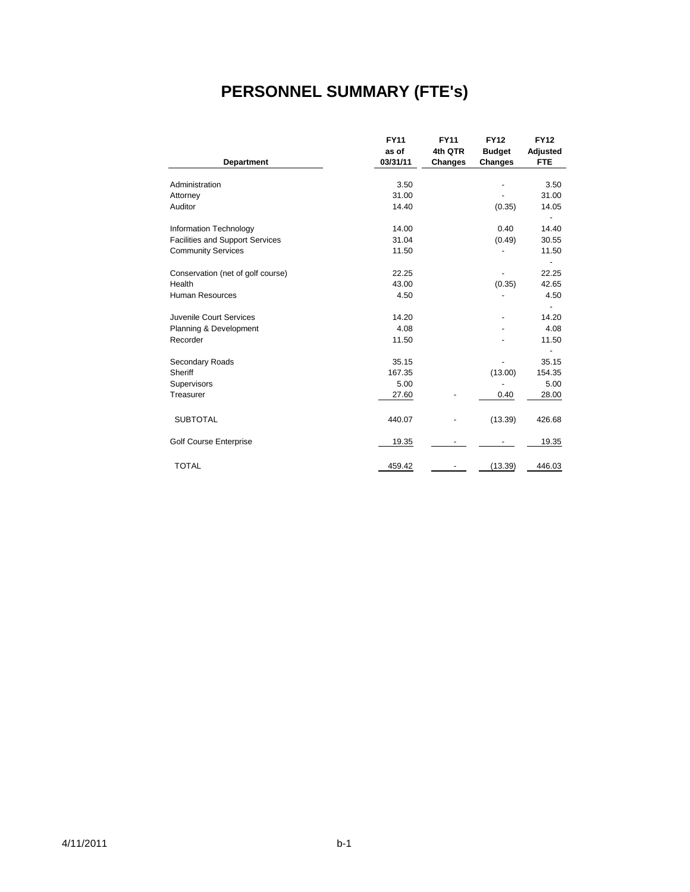# PERSONNEL SUMMARY (FTE's)

| Department | FY11 as of 03/31/11 | FY11 4th QTR Changes | FY12 Budget Changes | FY12 Adjusted FTE |
|---|---|---|---|---|
| Administration | 3.50 | | - | 3.50 |
| Attorney | 31.00 | | - | 31.00 |
| Auditor | 14.40 | | (0.35) | 14.05 |
| | | | | - |
| Information Technology | 14.00 | | 0.40 | 14.40 |
| Facilities and Support Services | 31.04 | | (0.49) | 30.55 |
| Community Services | 11.50 | | - | 11.50 |
| | | | | - |
| Conservation (net of golf course) | 22.25 | | - | 22.25 |
| Health | 43.00 | | (0.35) | 42.65 |
| Human Resources | 4.50 | | - | 4.50 |
| | | | | - |
| Juvenile Court Services | 14.20 | | - | 14.20 |
| Planning & Development | 4.08 | | - | 4.08 |
| Recorder | 11.50 | | - | 11.50 |
| | | | | - |
| Secondary Roads | 35.15 | | - | 35.15 |
| Sheriff | 167.35 | | (13.00) | 154.35 |
| Supervisors | 5.00 | | - | 5.00 |
| Treasurer | 27.60 | - | 0.40 | 28.00 |
| SUBTOTAL | 440.07 | - | (13.39) | 426.68 |
| Golf Course Enterprise | 19.35 | - | - | 19.35 |
| TOTAL | 459.42 | - | (13.39) | 446.03 |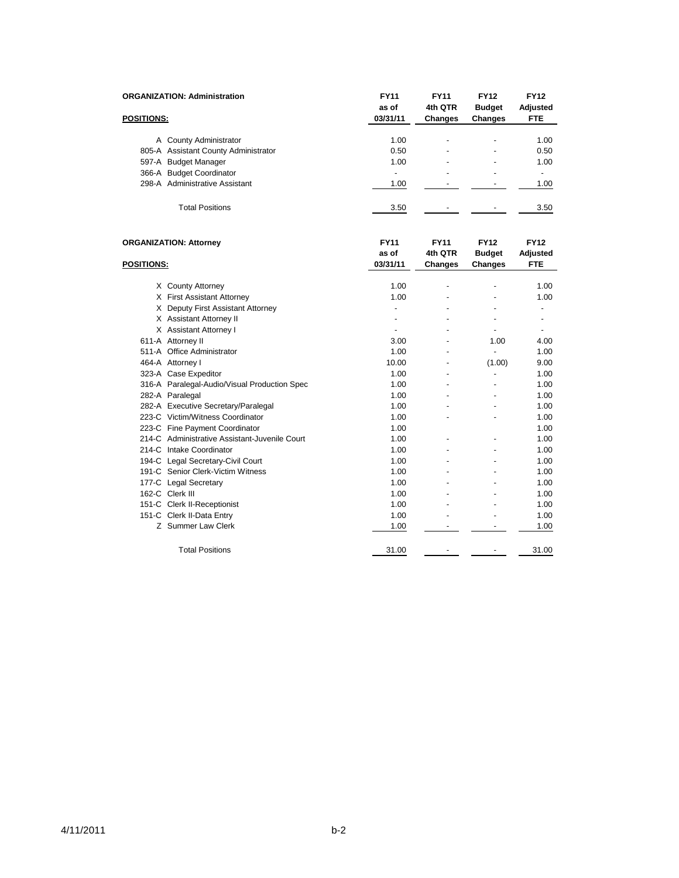**ORGANIZATION: Administration**

| POSITIONS: | FY11 as of 03/31/11 | FY11 4th QTR Changes | FY12 Budget Changes | FY12 Adjusted FTE |
|---|---|---|---|---|
| A County Administrator | 1.00 | - | - | 1.00 |
| 805-A Assistant County Administrator | 0.50 | - | - | 0.50 |
| 597-A Budget Manager | 1.00 | - | - | 1.00 |
| 366-A Budget Coordinator | - | - | - | - |
| 298-A Administrative Assistant | 1.00 | - | - | 1.00 |
| Total Positions | 3.50 | - | - | 3.50 |

**ORGANIZATION: Attorney**

| POSITIONS: | FY11 as of 03/31/11 | FY11 4th QTR Changes | FY12 Budget Changes | FY12 Adjusted FTE |
|---|---|---|---|---|
| X County Attorney | 1.00 | - | - | 1.00 |
| X First Assistant Attorney | 1.00 | - | - | 1.00 |
| X Deputy First Assistant Attorney | - | - | - | - |
| X Assistant Attorney II | - | - | - | - |
| X Assistant Attorney I | - | - | - | - |
| 611-A Attorney II | 3.00 | - | 1.00 | 4.00 |
| 511-A Office Administrator | 1.00 | - | - | 1.00 |
| 464-A Attorney I | 10.00 | - | (1.00) | 9.00 |
| 323-A Case Expeditor | 1.00 | - | - | 1.00 |
| 316-A Paralegal-Audio/Visual Production Spec | 1.00 | - | - | 1.00 |
| 282-A Paralegal | 1.00 | - | - | 1.00 |
| 282-A Executive Secretary/Paralegal | 1.00 | - | - | 1.00 |
| 223-C Victim/Witness Coordinator | 1.00 | - | - | 1.00 |
| 223-C Fine Payment Coordinator | 1.00 | | | 1.00 |
| 214-C Administrative Assistant-Juvenile Court | 1.00 | - | - | 1.00 |
| 214-C Intake Coordinator | 1.00 | - | - | 1.00 |
| 194-C Legal Secretary-Civil Court | 1.00 | - | - | 1.00 |
| 191-C Senior Clerk-Victim Witness | 1.00 | - | - | 1.00 |
| 177-C Legal Secretary | 1.00 | - | - | 1.00 |
| 162-C Clerk III | 1.00 | - | - | 1.00 |
| 151-C Clerk II-Receptionist | 1.00 | - | - | 1.00 |
| 151-C Clerk II-Data Entry | 1.00 | - | - | 1.00 |
| Z Summer Law Clerk | 1.00 | - | - | 1.00 |
| Total Positions | 31.00 | - | - | 31.00 |

4/11/2011 b-2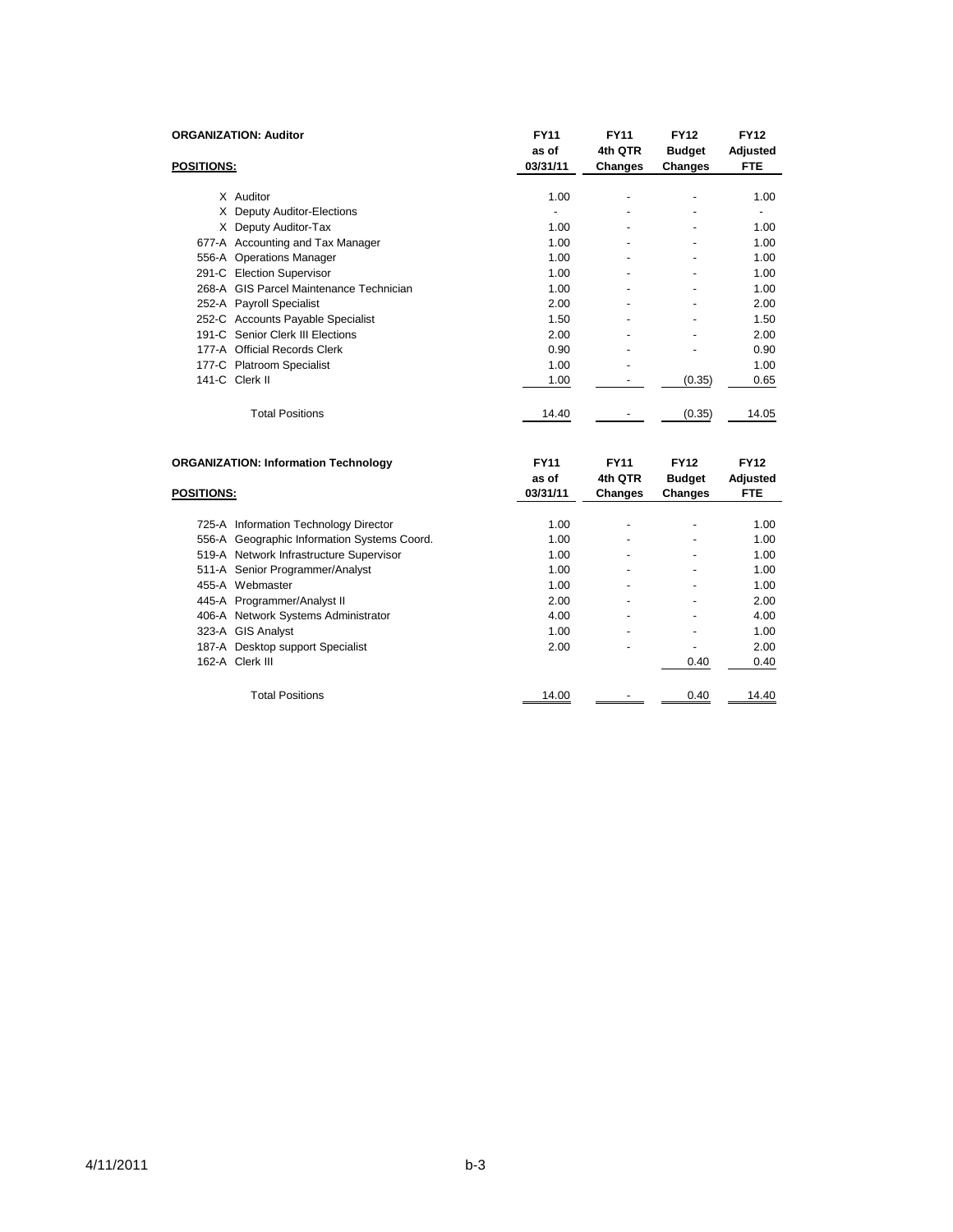**ORGANIZATION: Auditor**

| POSITIONS: | FY11 as of 03/31/11 | FY11 4th QTR Changes | FY12 Budget Changes | FY12 Adjusted FTE |
|---|---|---|---|---|
| X Auditor | 1.00 | - | - | 1.00 |
| X Deputy Auditor-Elections | - | - | - | - |
| X Deputy Auditor-Tax | 1.00 | - | - | 1.00 |
| 677-A Accounting and Tax Manager | 1.00 | - | - | 1.00 |
| 556-A Operations Manager | 1.00 | - | - | 1.00 |
| 291-C Election Supervisor | 1.00 | - | - | 1.00 |
| 268-A GIS Parcel Maintenance Technician | 1.00 | - | - | 1.00 |
| 252-A Payroll Specialist | 2.00 | - | - | 2.00 |
| 252-C Accounts Payable Specialist | 1.50 | - | - | 1.50 |
| 191-C Senior Clerk III Elections | 2.00 | - | - | 2.00 |
| 177-A Official Records Clerk | 0.90 | - | - | 0.90 |
| 177-C Platroom Specialist | 1.00 | - | | 1.00 |
| 141-C Clerk II | 1.00 | - | (0.35) | 0.65 |
| Total Positions | 14.40 | - | (0.35) | 14.05 |

**ORGANIZATION: Information Technology**

| POSITIONS: | FY11 as of 03/31/11 | FY11 4th QTR Changes | FY12 Budget Changes | FY12 Adjusted FTE |
|---|---|---|---|---|
| 725-A Information Technology Director | 1.00 | - | - | 1.00 |
| 556-A Geographic Information Systems Coord. | 1.00 | - | - | 1.00 |
| 519-A Network Infrastructure Supervisor | 1.00 | - | - | 1.00 |
| 511-A Senior Programmer/Analyst | 1.00 | - | - | 1.00 |
| 455-A Webmaster | 1.00 | - | - | 1.00 |
| 445-A Programmer/Analyst II | 2.00 | - | - | 2.00 |
| 406-A Network Systems Administrator | 4.00 | - | - | 4.00 |
| 323-A GIS Analyst | 1.00 | - | - | 1.00 |
| 187-A Desktop support Specialist | 2.00 | - | - | 2.00 |
| 162-A Clerk III | | | 0.40 | 0.40 |
| Total Positions | 14.00 | - | 0.40 | 14.40 |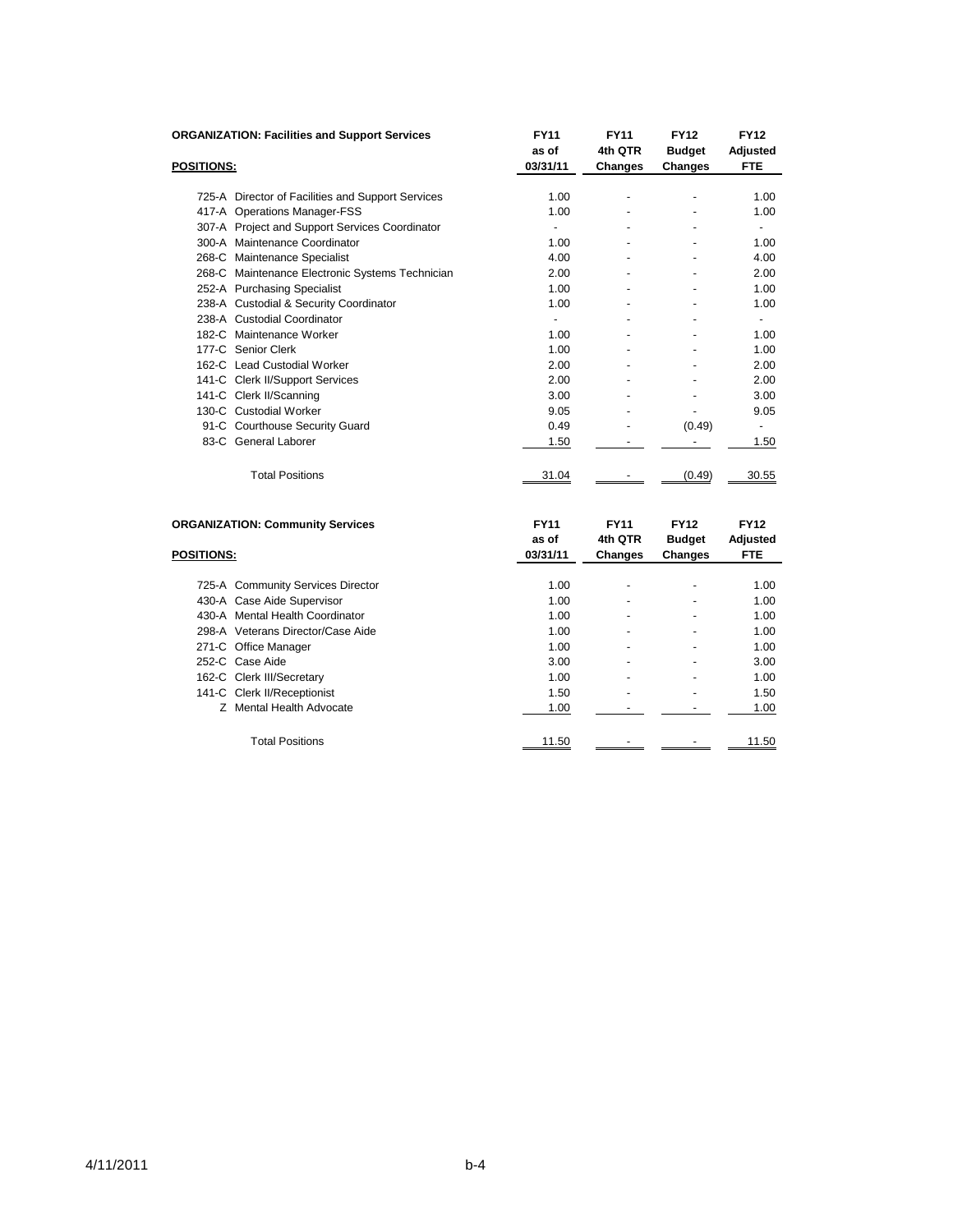**ORGANIZATION: Facilities and Support Services**

| POSITIONS: | FY11 as of 03/31/11 | FY11 4th QTR Changes | FY12 Budget Changes | FY12 Adjusted FTE |
|---|---|---|---|---|
| 725-A Director of Facilities and Support Services | 1.00 | - | - | 1.00 |
| 417-A Operations Manager-FSS | 1.00 | - | - | 1.00 |
| 307-A Project and Support Services Coordinator | - | - | - | - |
| 300-A Maintenance Coordinator | 1.00 | - | - | 1.00 |
| 268-C Maintenance Specialist | 4.00 | - | - | 4.00 |
| 268-C Maintenance Electronic Systems Technician | 2.00 | - | - | 2.00 |
| 252-A Purchasing Specialist | 1.00 | - | - | 1.00 |
| 238-A Custodial & Security Coordinator | 1.00 | - | - | 1.00 |
| 238-A Custodial Coordinator | - | - | - | - |
| 182-C Maintenance Worker | 1.00 | - | - | 1.00 |
| 177-C Senior Clerk | 1.00 | - | - | 1.00 |
| 162-C Lead Custodial Worker | 2.00 | - | - | 2.00 |
| 141-C Clerk II/Support Services | 2.00 | - | - | 2.00 |
| 141-C Clerk II/Scanning | 3.00 | - | - | 3.00 |
| 130-C Custodial Worker | 9.05 | - | - | 9.05 |
| 91-C Courthouse Security Guard | 0.49 | - | (0.49) | - |
| 83-C General Laborer | 1.50 | - | - | 1.50 |
| Total Positions | 31.04 | - | (0.49) | 30.55 |

**ORGANIZATION: Community Services**

| POSITIONS: | FY11 as of 03/31/11 | FY11 4th QTR Changes | FY12 Budget Changes | FY12 Adjusted FTE |
|---|---|---|---|---|
| 725-A Community Services Director | 1.00 | - | - | 1.00 |
| 430-A Case Aide Supervisor | 1.00 | - | - | 1.00 |
| 430-A Mental Health Coordinator | 1.00 | - | - | 1.00 |
| 298-A Veterans Director/Case Aide | 1.00 | - | - | 1.00 |
| 271-C Office Manager | 1.00 | - | - | 1.00 |
| 252-C Case Aide | 3.00 | - | - | 3.00 |
| 162-C Clerk III/Secretary | 1.00 | - | - | 1.00 |
| 141-C Clerk II/Receptionist | 1.50 | - | - | 1.50 |
| Z Mental Health Advocate | 1.00 | - | - | 1.00 |
| Total Positions | 11.50 | - | - | 11.50 |

4/11/2011 b-4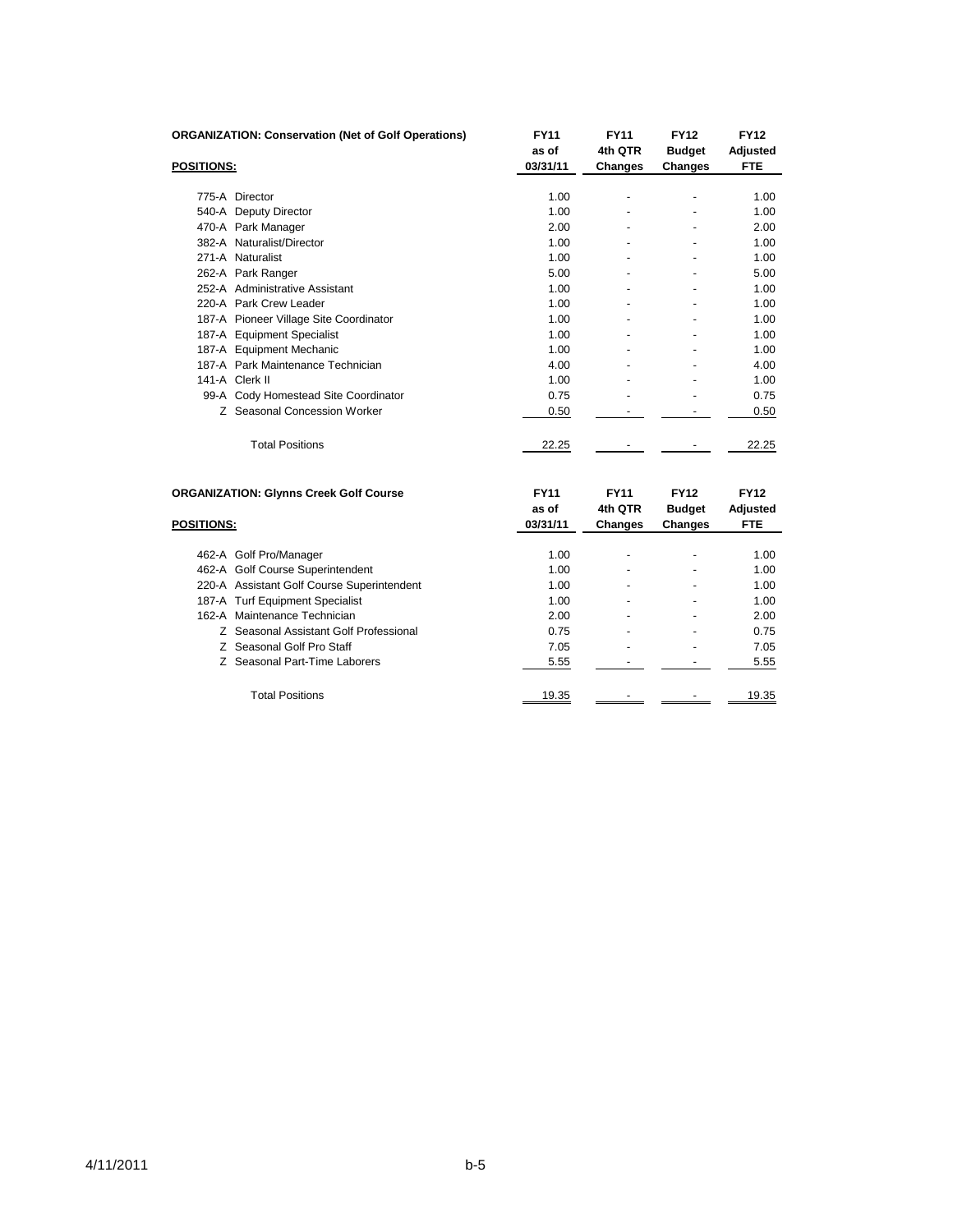**ORGANIZATION: Conservation (Net of Golf Operations)**

| POSITIONS: | | FY11 as of 03/31/11 | FY11 4th QTR Changes | FY12 Budget Changes | FY12 Adjusted FTE |
|---|---|---|---|---|---|
| 775-A | Director | 1.00 | - | - | 1.00 |
| 540-A | Deputy Director | 1.00 | - | - | 1.00 |
| 470-A | Park Manager | 2.00 | - | - | 2.00 |
| 382-A | Naturalist/Director | 1.00 | - | - | 1.00 |
| 271-A | Naturalist | 1.00 | - | - | 1.00 |
| 262-A | Park Ranger | 5.00 | - | - | 5.00 |
| 252-A | Administrative Assistant | 1.00 | - | - | 1.00 |
| 220-A | Park Crew Leader | 1.00 | - | - | 1.00 |
| 187-A | Pioneer Village Site Coordinator | 1.00 | - | - | 1.00 |
| 187-A | Equipment Specialist | 1.00 | - | - | 1.00 |
| 187-A | Equipment Mechanic | 1.00 | - | - | 1.00 |
| 187-A | Park Maintenance Technician | 4.00 | - | - | 4.00 |
| 141-A | Clerk II | 1.00 | - | - | 1.00 |
| 99-A | Cody Homestead Site Coordinator | 0.75 | - | - | 0.75 |
| Z | Seasonal Concession Worker | 0.50 | - | - | 0.50 |
| | Total Positions | 22.25 | - | - | 22.25 |

**ORGANIZATION: Glynns Creek Golf Course**

| POSITIONS: | | FY11 as of 03/31/11 | FY11 4th QTR Changes | FY12 Budget Changes | FY12 Adjusted FTE |
|---|---|---|---|---|---|
| 462-A | Golf Pro/Manager | 1.00 | - | - | 1.00 |
| 462-A | Golf Course Superintendent | 1.00 | - | - | 1.00 |
| 220-A | Assistant Golf Course Superintendent | 1.00 | - | - | 1.00 |
| 187-A | Turf Equipment Specialist | 1.00 | - | - | 1.00 |
| 162-A | Maintenance Technician | 2.00 | - | - | 2.00 |
| Z | Seasonal Assistant Golf Professional | 0.75 | - | - | 0.75 |
| Z | Seasonal Golf Pro Staff | 7.05 | - | - | 7.05 |
| Z | Seasonal Part-Time Laborers | 5.55 | - | - | 5.55 |
| | Total Positions | 19.35 | - | - | 19.35 |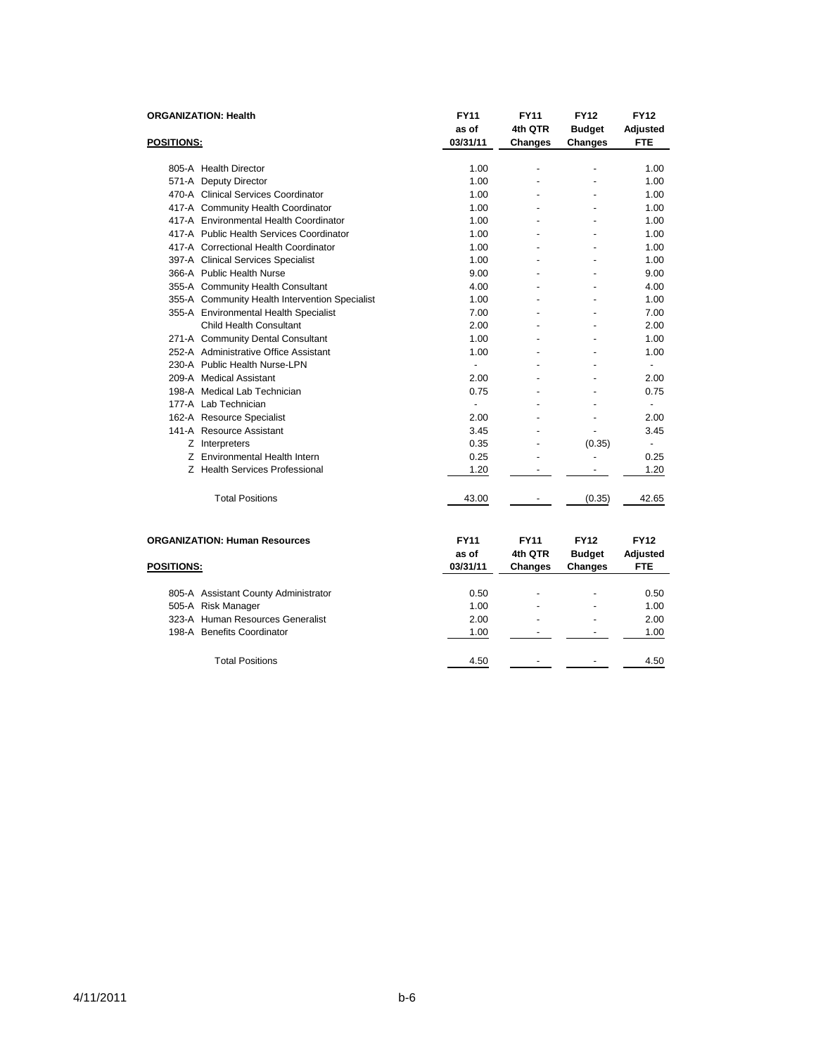**ORGANIZATION: Health**

| POSITIONS: | FY11 as of 03/31/11 | FY11 4th QTR Changes | FY12 Budget Changes | FY12 Adjusted FTE |
|---|---|---|---|---|
| 805-A Health Director | 1.00 | - | - | 1.00 |
| 571-A Deputy Director | 1.00 | - | - | 1.00 |
| 470-A Clinical Services Coordinator | 1.00 | - | - | 1.00 |
| 417-A Community Health Coordinator | 1.00 | - | - | 1.00 |
| 417-A Environmental Health Coordinator | 1.00 | - | - | 1.00 |
| 417-A Public Health Services Coordinator | 1.00 | - | - | 1.00 |
| 417-A Correctional Health Coordinator | 1.00 | - | - | 1.00 |
| 397-A Clinical Services Specialist | 1.00 | - | - | 1.00 |
| 366-A Public Health Nurse | 9.00 | - | - | 9.00 |
| 355-A Community Health Consultant | 4.00 | - | - | 4.00 |
| 355-A Community Health Intervention Specialist | 1.00 | - | - | 1.00 |
| 355-A Environmental Health Specialist | 7.00 | - | - | 7.00 |
| Child Health Consultant | 2.00 | - | - | 2.00 |
| 271-A Community Dental Consultant | 1.00 | - | - | 1.00 |
| 252-A Administrative Office Assistant | 1.00 | - | - | 1.00 |
| 230-A Public Health Nurse-LPN | - | - | - | - |
| 209-A Medical Assistant | 2.00 | - | - | 2.00 |
| 198-A Medical Lab Technician | 0.75 | - | - | 0.75 |
| 177-A Lab Technician | - | - | - | - |
| 162-A Resource Specialist | 2.00 | - | - | 2.00 |
| 141-A Resource Assistant | 3.45 | - | - | 3.45 |
| Z Interpreters | 0.35 | - | (0.35) | - |
| Z Environmental Health Intern | 0.25 | - | - | 0.25 |
| Z Health Services Professional | 1.20 | - | - | 1.20 |
| Total Positions | 43.00 | - | (0.35) | 42.65 |

**ORGANIZATION: Human Resources**

| POSITIONS: | FY11 as of 03/31/11 | FY11 4th QTR Changes | FY12 Budget Changes | FY12 Adjusted FTE |
|---|---|---|---|---|
| 805-A Assistant County Administrator | 0.50 | - | - | 0.50 |
| 505-A Risk Manager | 1.00 | - | - | 1.00 |
| 323-A Human Resources Generalist | 2.00 | - | - | 2.00 |
| 198-A Benefits Coordinator | 1.00 | - | - | 1.00 |
| Total Positions | 4.50 | - | - | 4.50 |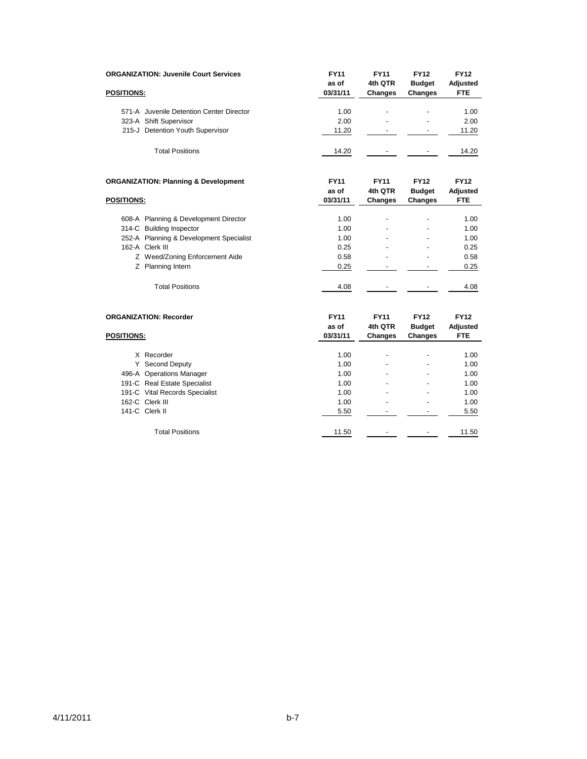**ORGANIZATION: Juvenile Court Services**

| POSITIONS: | FY11 as of 03/31/11 | FY11 4th QTR Changes | FY12 Budget Changes | FY12 Adjusted FTE |
|---|---|---|---|---|
| 571-A Juvenile Detention Center Director | 1.00 | - | - | 1.00 |
| 323-A Shift Supervisor | 2.00 | - | - | 2.00 |
| 215-J Detention Youth Supervisor | 11.20 | - | - | 11.20 |
| Total Positions | 14.20 | - | - | 14.20 |

**ORGANIZATION: Planning & Development**

| POSITIONS: | FY11 as of 03/31/11 | FY11 4th QTR Changes | FY12 Budget Changes | FY12 Adjusted FTE |
|---|---|---|---|---|
| 608-A Planning & Development Director | 1.00 | - | - | 1.00 |
| 314-C Building Inspector | 1.00 | - | - | 1.00 |
| 252-A Planning & Development Specialist | 1.00 | - | - | 1.00 |
| 162-A Clerk III | 0.25 | - | - | 0.25 |
| Z Weed/Zoning Enforcement Aide | 0.58 | - | - | 0.58 |
| Z Planning Intern | 0.25 | - | - | 0.25 |
| Total Positions | 4.08 | - | - | 4.08 |

**ORGANIZATION: Recorder**

| POSITIONS: | FY11 as of 03/31/11 | FY11 4th QTR Changes | FY12 Budget Changes | FY12 Adjusted FTE |
|---|---|---|---|---|
| X Recorder | 1.00 | - | - | 1.00 |
| Y Second Deputy | 1.00 | - | - | 1.00 |
| 496-A Operations Manager | 1.00 | - | - | 1.00 |
| 191-C Real Estate Specialist | 1.00 | - | - | 1.00 |
| 191-C Vital Records Specialist | 1.00 | - | - | 1.00 |
| 162-C Clerk III | 1.00 | - | - | 1.00 |
| 141-C Clerk II | 5.50 | - | - | 5.50 |
| Total Positions | 11.50 | - | - | 11.50 |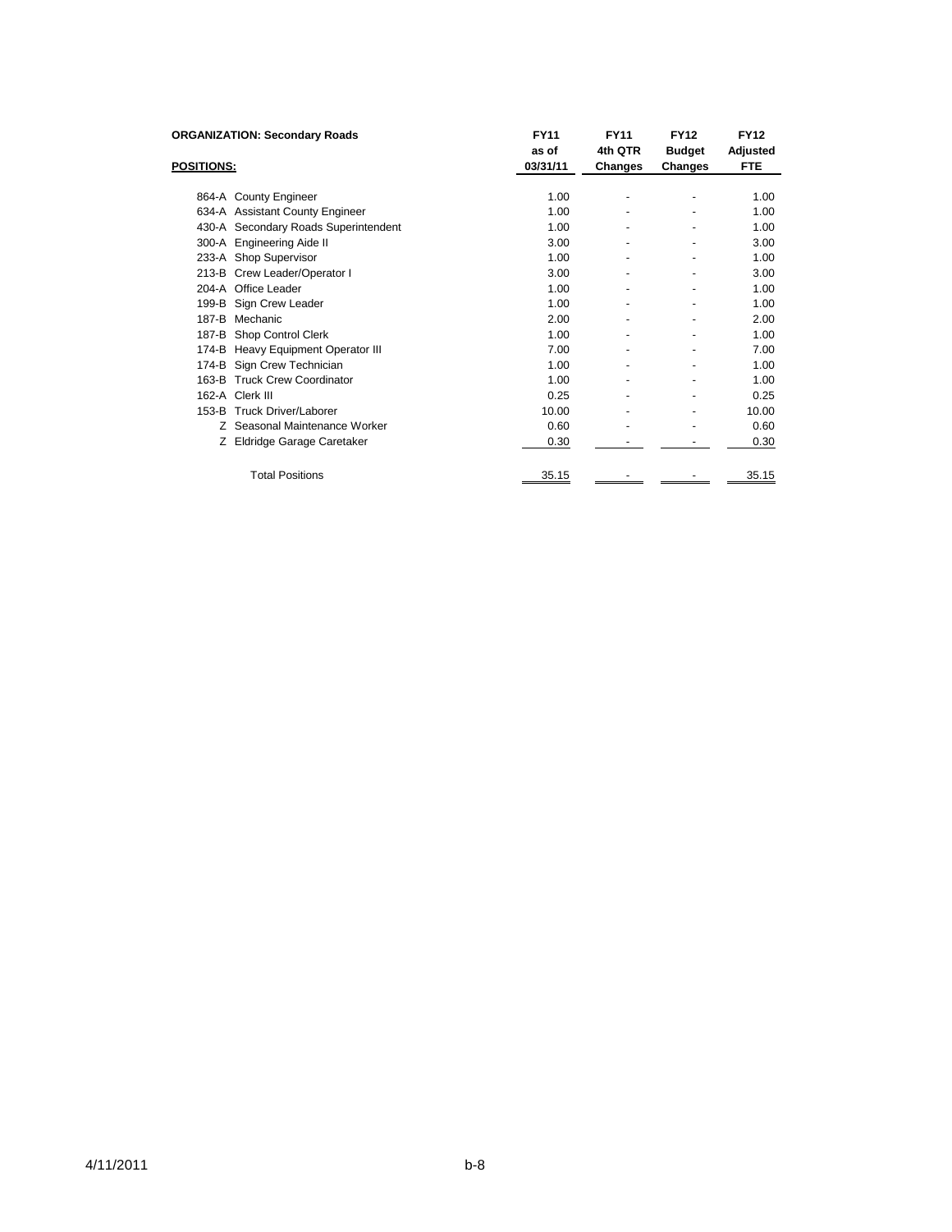**ORGANIZATION: Secondary Roads**

| POSITIONS: | FY11 as of 03/31/11 | FY11 4th QTR Changes | FY12 Budget Changes | FY12 Adjusted FTE |
|---|---|---|---|---|
| 864-A County Engineer | 1.00 | - | - | 1.00 |
| 634-A Assistant County Engineer | 1.00 | - | - | 1.00 |
| 430-A Secondary Roads Superintendent | 1.00 | - | - | 1.00 |
| 300-A Engineering Aide II | 3.00 | - | - | 3.00 |
| 233-A Shop Supervisor | 1.00 | - | - | 1.00 |
| 213-B Crew Leader/Operator I | 3.00 | - | - | 3.00 |
| 204-A Office Leader | 1.00 | - | - | 1.00 |
| 199-B Sign Crew Leader | 1.00 | - | - | 1.00 |
| 187-B Mechanic | 2.00 | - | - | 2.00 |
| 187-B Shop Control Clerk | 1.00 | - | - | 1.00 |
| 174-B Heavy Equipment Operator III | 7.00 | - | - | 7.00 |
| 174-B Sign Crew Technician | 1.00 | - | - | 1.00 |
| 163-B Truck Crew Coordinator | 1.00 | - | - | 1.00 |
| 162-A Clerk III | 0.25 | - | - | 0.25 |
| 153-B Truck Driver/Laborer | 10.00 | - | - | 10.00 |
| Z Seasonal Maintenance Worker | 0.60 | - | - | 0.60 |
| Z Eldridge Garage Caretaker | 0.30 | - | - | 0.30 |
| Total Positions | 35.15 | - | - | 35.15 |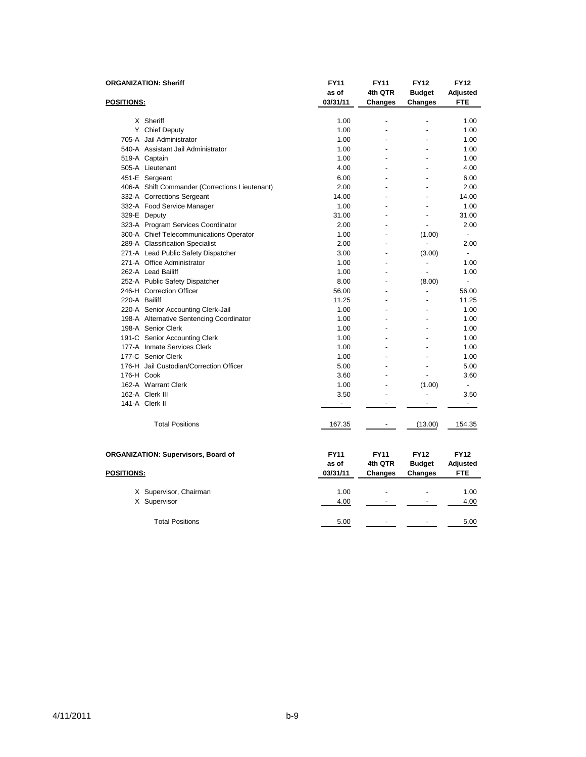**ORGANIZATION: Sheriff**

| POSITIONS: | | FY11 as of 03/31/11 | FY11 4th QTR Changes | FY12 Budget Changes | FY12 Adjusted FTE |
|---|---|---|---|---|---|
| X | Sheriff | 1.00 | - | - | 1.00 |
| Y | Chief Deputy | 1.00 | - | - | 1.00 |
| 705-A | Jail Administrator | 1.00 | - | - | 1.00 |
| 540-A | Assistant Jail Administrator | 1.00 | - | - | 1.00 |
| 519-A | Captain | 1.00 | - | - | 1.00 |
| 505-A | Lieutenant | 4.00 | - | - | 4.00 |
| 451-E | Sergeant | 6.00 | - | - | 6.00 |
| 406-A | Shift Commander (Corrections Lieutenant) | 2.00 | - | - | 2.00 |
| 332-A | Corrections Sergeant | 14.00 | - | - | 14.00 |
| 332-A | Food Service Manager | 1.00 | - | - | 1.00 |
| 329-E | Deputy | 31.00 | - | - | 31.00 |
| 323-A | Program Services Coordinator | 2.00 | - | - | 2.00 |
| 300-A | Chief Telecommunications Operator | 1.00 | - | (1.00) | - |
| 289-A | Classification Specialist | 2.00 | - | - | 2.00 |
| 271-A | Lead Public Safety Dispatcher | 3.00 | - | (3.00) | - |
| 271-A | Office Administrator | 1.00 | - | - | 1.00 |
| 262-A | Lead Bailiff | 1.00 | - | - | 1.00 |
| 252-A | Public Safety Dispatcher | 8.00 | - | (8.00) | - |
| 246-H | Correction Officer | 56.00 | - | - | 56.00 |
| 220-A | Bailiff | 11.25 | - | - | 11.25 |
| 220-A | Senior Accounting Clerk-Jail | 1.00 | - | - | 1.00 |
| 198-A | Alternative Sentencing Coordinator | 1.00 | - | - | 1.00 |
| 198-A | Senior Clerk | 1.00 | - | - | 1.00 |
| 191-C | Senior Accounting Clerk | 1.00 | - | - | 1.00 |
| 177-A | Inmate Services Clerk | 1.00 | - | - | 1.00 |
| 177-C | Senior Clerk | 1.00 | - | - | 1.00 |
| 176-H | Jail Custodian/Correction Officer | 5.00 | - | - | 5.00 |
| 176-H | Cook | 3.60 | - | - | 3.60 |
| 162-A | Warrant Clerk | 1.00 | - | (1.00) | - |
| 162-A | Clerk III | 3.50 | - | - | 3.50 |
| 141-A | Clerk II | - | - | - | - |
| | Total Positions | 167.35 | - | (13.00) | 154.35 |

**ORGANIZATION: Supervisors, Board of**

| POSITIONS: | | FY11 as of 03/31/11 | FY11 4th QTR Changes | FY12 Budget Changes | FY12 Adjusted FTE |
|---|---|---|---|---|---|
| X | Supervisor, Chairman | 1.00 | - | - | 1.00 |
| X | Supervisor | 4.00 | - | - | 4.00 |
| | Total Positions | 5.00 | - | - | 5.00 |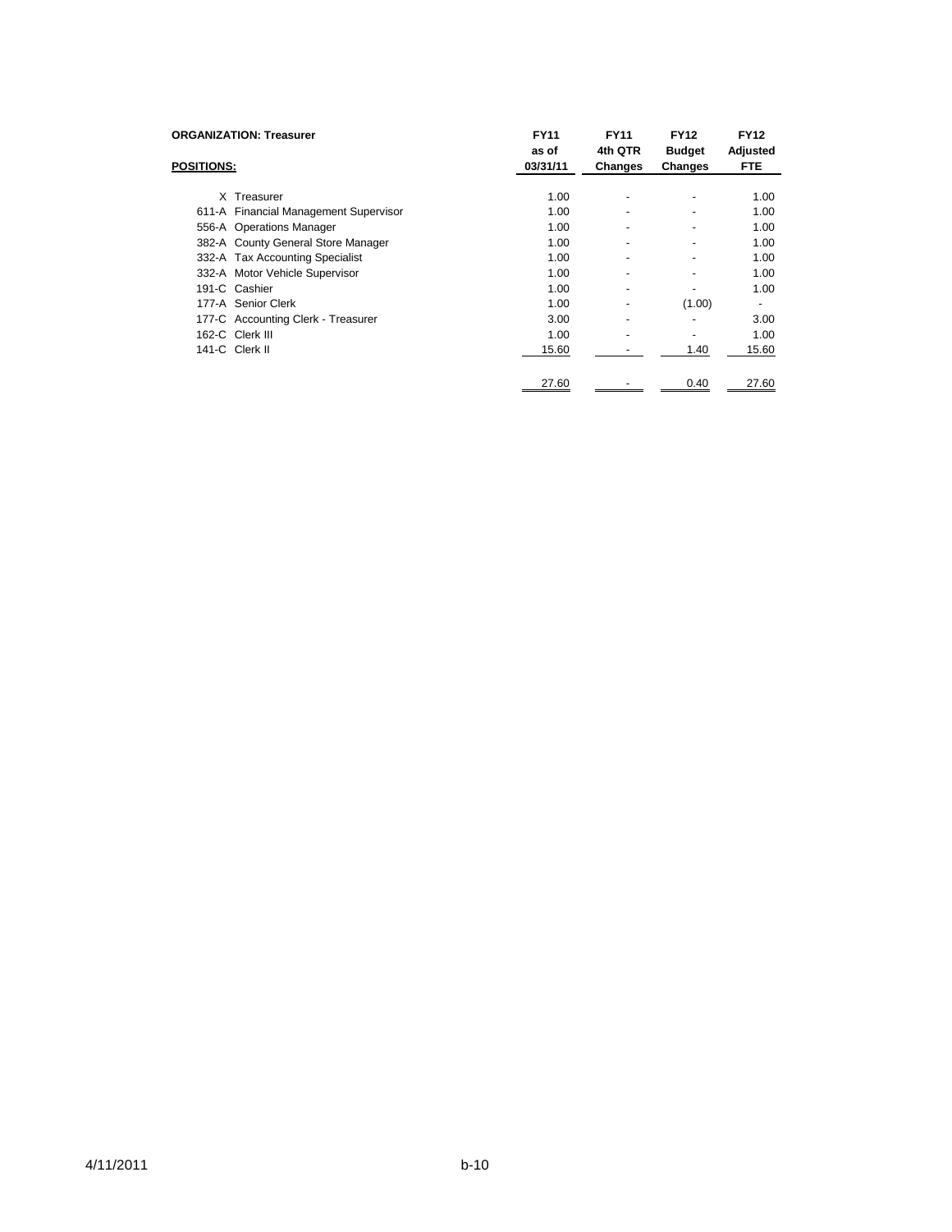**ORGANIZATION: Treasurer**

| POSITIONS: | FY11 as of 03/31/11 | FY11 4th QTR Changes | FY12 Budget Changes | FY12 Adjusted FTE |
|---|---|---|---|---|
| X Treasurer | 1.00 | - | - | 1.00 |
| 611-A Financial Management Supervisor | 1.00 | - | - | 1.00 |
| 556-A Operations Manager | 1.00 | - | - | 1.00 |
| 382-A County General Store Manager | 1.00 | - | - | 1.00 |
| 332-A Tax Accounting Specialist | 1.00 | - | - | 1.00 |
| 332-A Motor Vehicle Supervisor | 1.00 | - | - | 1.00 |
| 191-C Cashier | 1.00 | - | - | 1.00 |
| 177-A Senior Clerk | 1.00 | - | (1.00) | - |
| 177-C Accounting Clerk - Treasurer | 3.00 | - | - | 3.00 |
| 162-C Clerk III | 1.00 | - | - | 1.00 |
| 141-C Clerk II | 15.60 | - | 1.40 | 15.60 |
| | 27.60 | - | 0.40 | 27.60 |

4/11/2011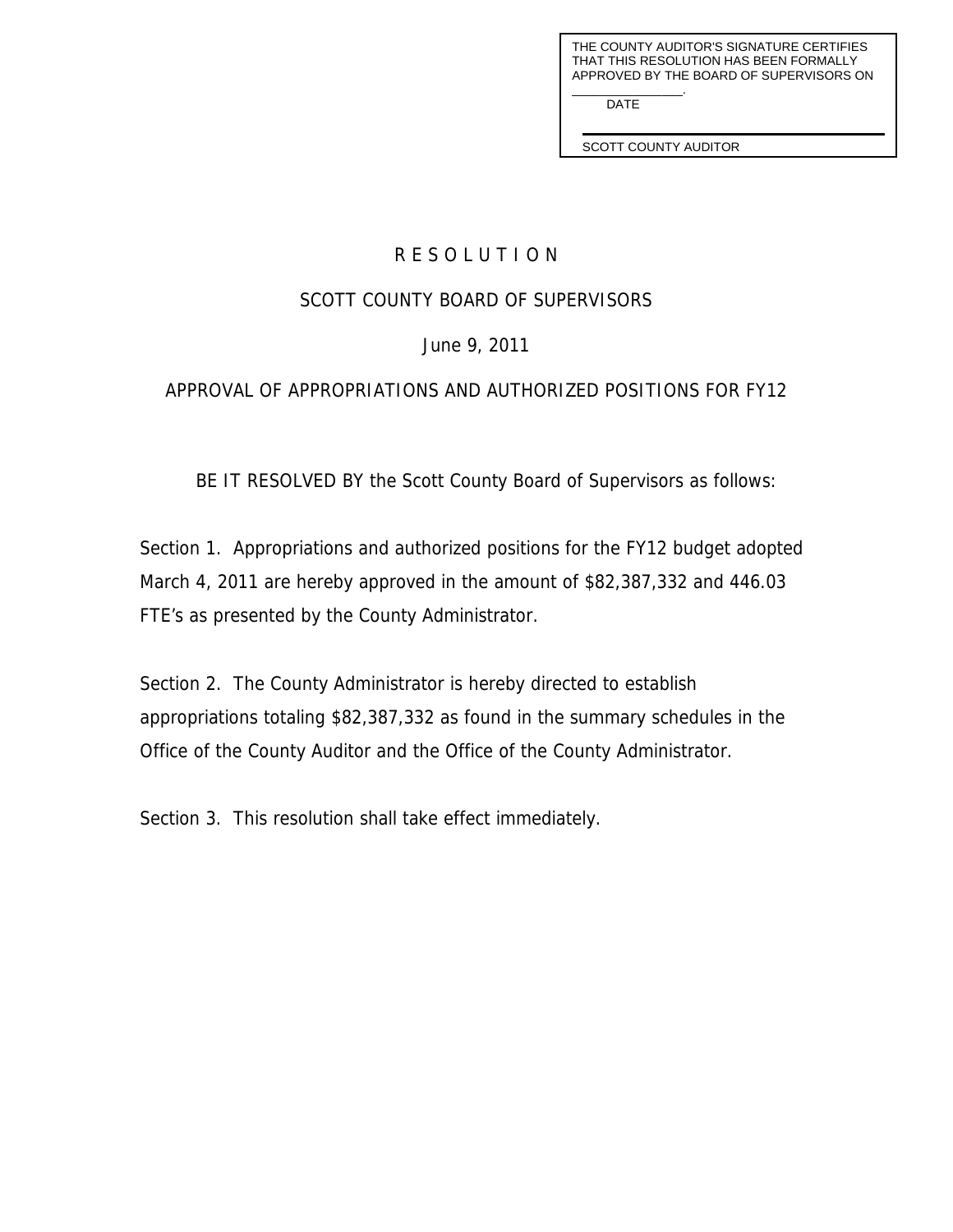THE COUNTY AUDITOR'S SIGNATURE CERTIFIES THAT THIS RESOLUTION HAS BEEN FORMALLY APPROVED BY THE BOARD OF SUPERVISORS ON ________________.

DATE

SCOTT COUNTY AUDITOR

# R E S O L U T I O N

## SCOTT COUNTY BOARD OF SUPERVISORS

June 9, 2011

## APPROVAL OF APPROPRIATIONS AND AUTHORIZED POSITIONS FOR FY12

BE IT RESOLVED BY the Scott County Board of Supervisors as follows:

Section 1. Appropriations and authorized positions for the FY12 budget adopted March 4, 2011 are hereby approved in the amount of $82,387,332 and 446.03 FTE's as presented by the County Administrator.

Section 2. The County Administrator is hereby directed to establish appropriations totaling $82,387,332 as found in the summary schedules in the Office of the County Auditor and the Office of the County Administrator.

Section 3. This resolution shall take effect immediately.